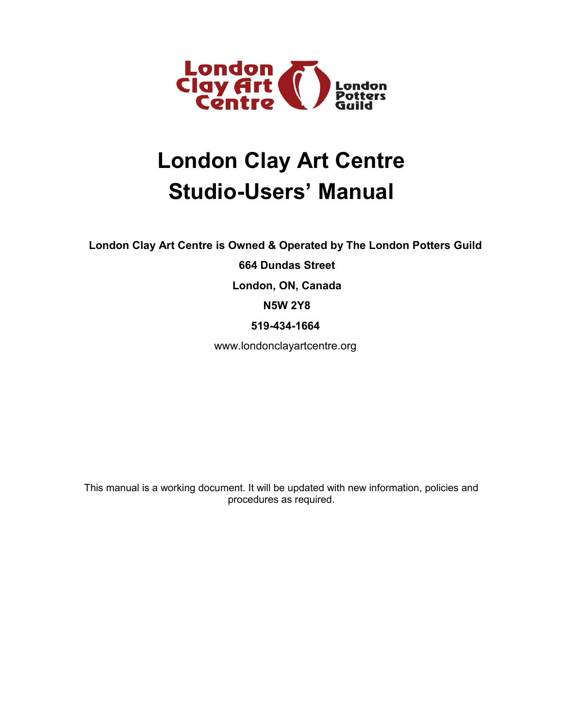# London Clay Art Centre
# Studio-Users' Manual

**London Clay Art Centre is Owned & Operated by The London Potters Guild**

**664 Dundas Street**

**London, ON, Canada**

**N5W 2Y8**

**519-434-1664**

www.londonclayartcentre.org

This manual is a working document. It will be updated with new information, policies and procedures as required.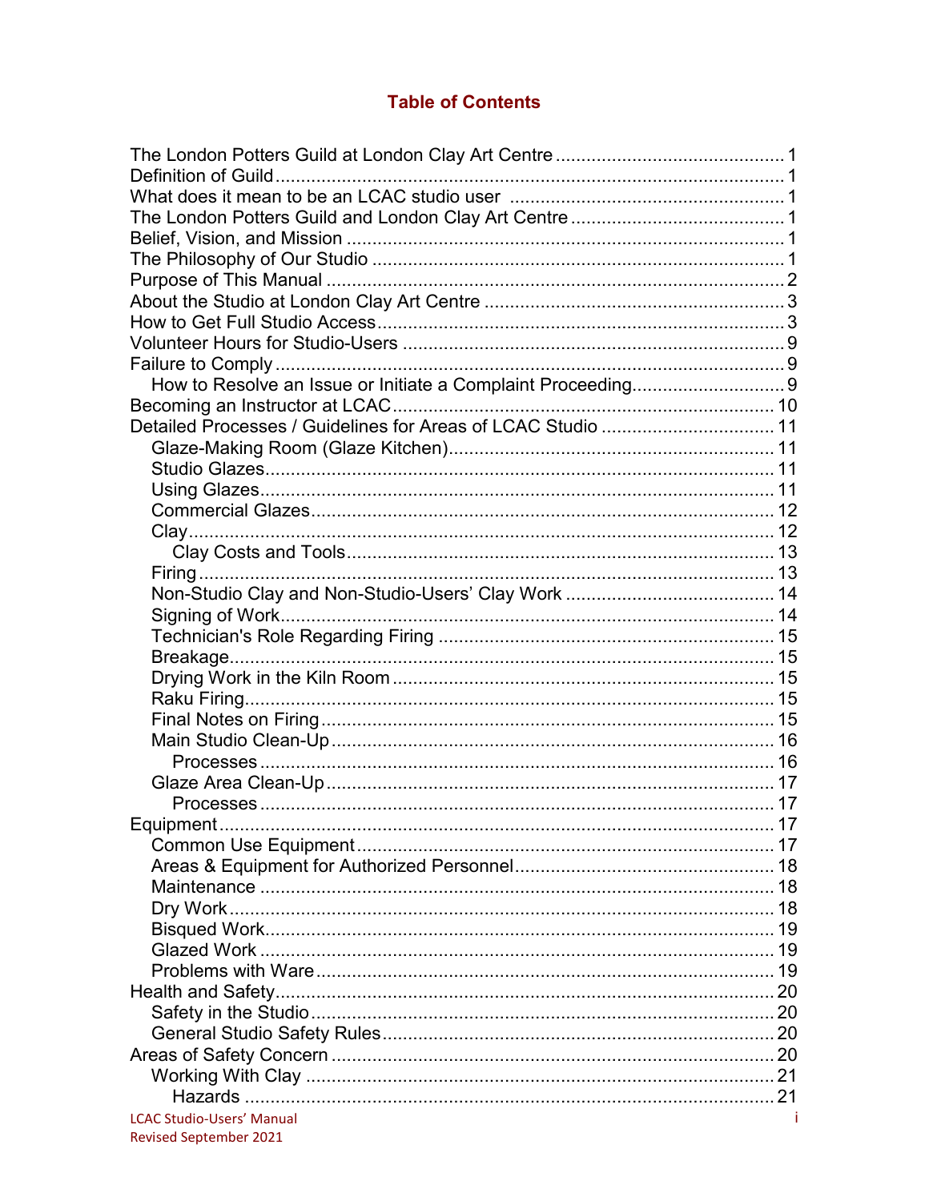# Table of Contents

- The London Potters Guild at London Clay Art Centre ........................................ 1
- Definition of Guild ........................................ 1
- What does it mean to be an LCAC studio user ........................................ 1
- The London Potters Guild and London Clay Art Centre ........................................ 1
- Belief, Vision, and Mission ........................................ 1
- The Philosophy of Our Studio ........................................ 1
- Purpose of This Manual ........................................ 2
- About the Studio at London Clay Art Centre ........................................ 3
- How to Get Full Studio Access ........................................ 3
- Volunteer Hours for Studio-Users ........................................ 9
- Failure to Comply ........................................ 9
  - How to Resolve an Issue or Initiate a Complaint Proceeding ........................................ 9
- Becoming an Instructor at LCAC ........................................ 10
- Detailed Processes / Guidelines for Areas of LCAC Studio ........................................ 11
  - Glaze-Making Room (Glaze Kitchen) ........................................ 11
  - Studio Glazes ........................................ 11
  - Using Glazes ........................................ 11
  - Commercial Glazes ........................................ 12
  - Clay ........................................ 12
    - Clay Costs and Tools ........................................ 13
  - Firing ........................................ 13
  - Non-Studio Clay and Non-Studio-Users' Clay Work ........................................ 14
  - Signing of Work ........................................ 14
  - Technician's Role Regarding Firing ........................................ 15
  - Breakage ........................................ 15
  - Drying Work in the Kiln Room ........................................ 15
  - Raku Firing ........................................ 15
  - Final Notes on Firing ........................................ 15
  - Main Studio Clean-Up ........................................ 16
    - Processes ........................................ 16
  - Glaze Area Clean-Up ........................................ 17
    - Processes ........................................ 17
- Equipment ........................................ 17
  - Common Use Equipment ........................................ 17
  - Areas & Equipment for Authorized Personnel ........................................ 18
  - Maintenance ........................................ 18
  - Dry Work ........................................ 18
  - Bisqued Work ........................................ 19
  - Glazed Work ........................................ 19
  - Problems with Ware ........................................ 19
- Health and Safety ........................................ 20
  - Safety in the Studio ........................................ 20
  - General Studio Safety Rules ........................................ 20
- Areas of Safety Concern ........................................ 20
  - Working With Clay ........................................ 21
    - Hazards ........................................ 21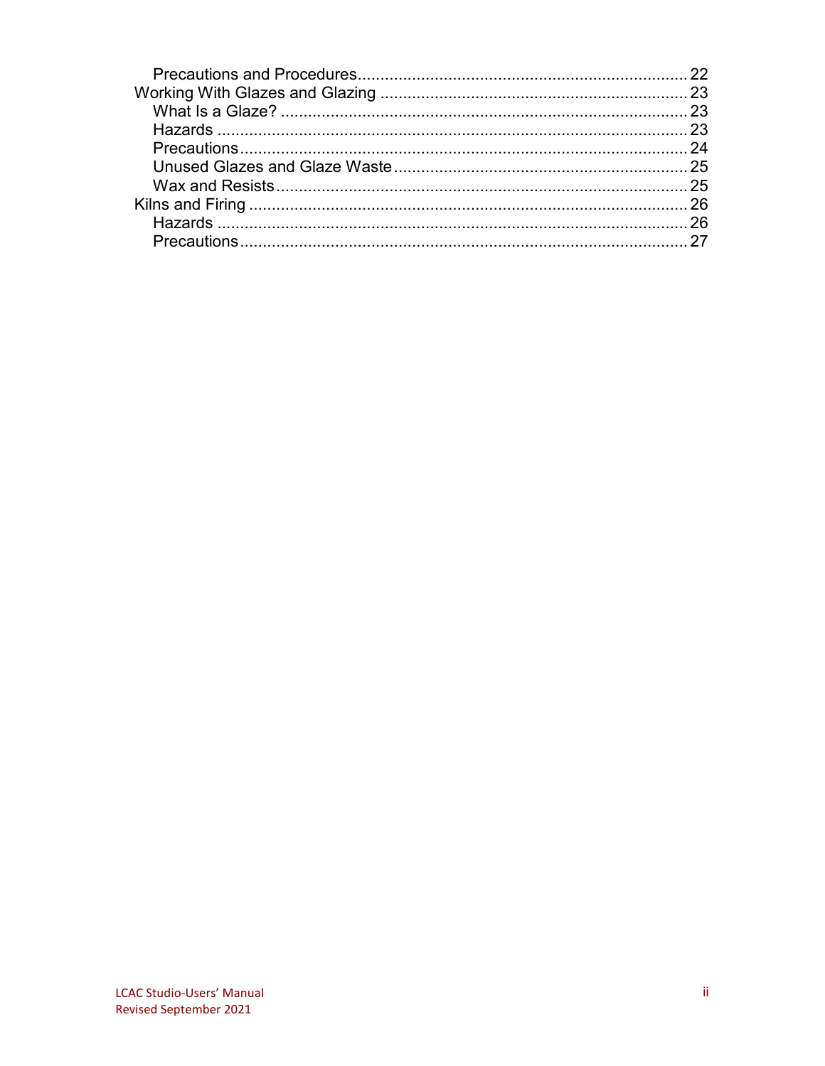Precautions and Procedures ........................................................................ 22
Working With Glazes and Glazing ................................................................... 23
What Is a Glaze? ......................................................................................... 23
Hazards ....................................................................................................... 23
Precautions .................................................................................................. 24
Unused Glazes and Glaze Waste ................................................................ 25
Wax and Resists .......................................................................................... 25
Kilns and Firing ................................................................................................. 26
Hazards ....................................................................................................... 26
Precautions .................................................................................................. 27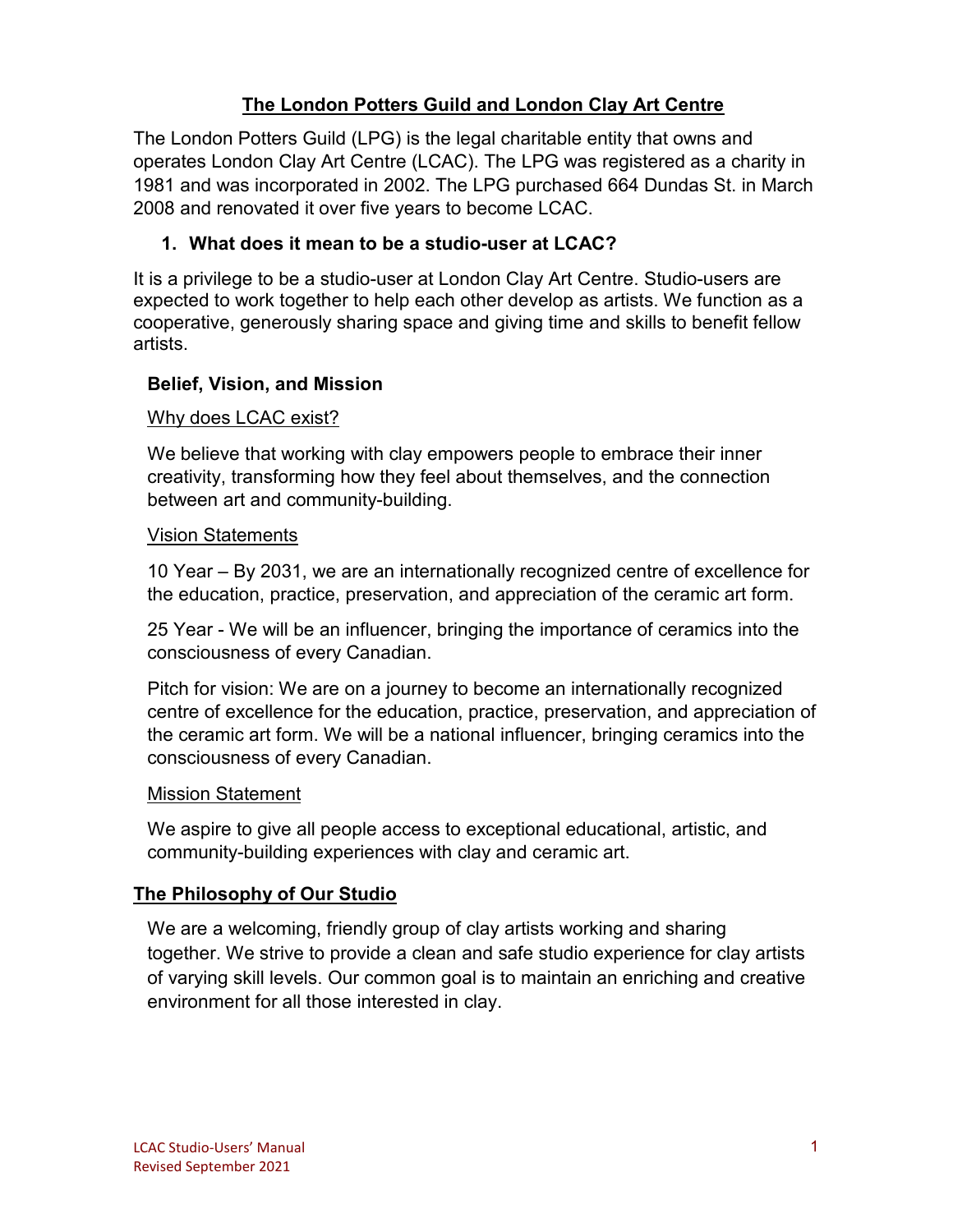## The London Potters Guild and London Clay Art Centre

The London Potters Guild (LPG) is the legal charitable entity that owns and operates London Clay Art Centre (LCAC). The LPG was registered as a charity in 1981 and was incorporated in 2002. The LPG purchased 664 Dundas St. in March 2008 and renovated it over five years to become LCAC.

### 1. What does it mean to be a studio-user at LCAC?

It is a privilege to be a studio-user at London Clay Art Centre. Studio-users are expected to work together to help each other develop as artists. We function as a cooperative, generously sharing space and giving time and skills to benefit fellow artists.

#### Belief, Vision, and Mission

Why does LCAC exist?

We believe that working with clay empowers people to embrace their inner creativity, transforming how they feel about themselves, and the connection between art and community-building.

Vision Statements

10 Year – By 2031, we are an internationally recognized centre of excellence for the education, practice, preservation, and appreciation of the ceramic art form.

25 Year - We will be an influencer, bringing the importance of ceramics into the consciousness of every Canadian.

Pitch for vision: We are on a journey to become an internationally recognized centre of excellence for the education, practice, preservation, and appreciation of the ceramic art form. We will be a national influencer, bringing ceramics into the consciousness of every Canadian.

Mission Statement

We aspire to give all people access to exceptional educational, artistic, and community-building experiences with clay and ceramic art.

### The Philosophy of Our Studio

We are a welcoming, friendly group of clay artists working and sharing together. We strive to provide a clean and safe studio experience for clay artists of varying skill levels. Our common goal is to maintain an enriching and creative environment for all those interested in clay.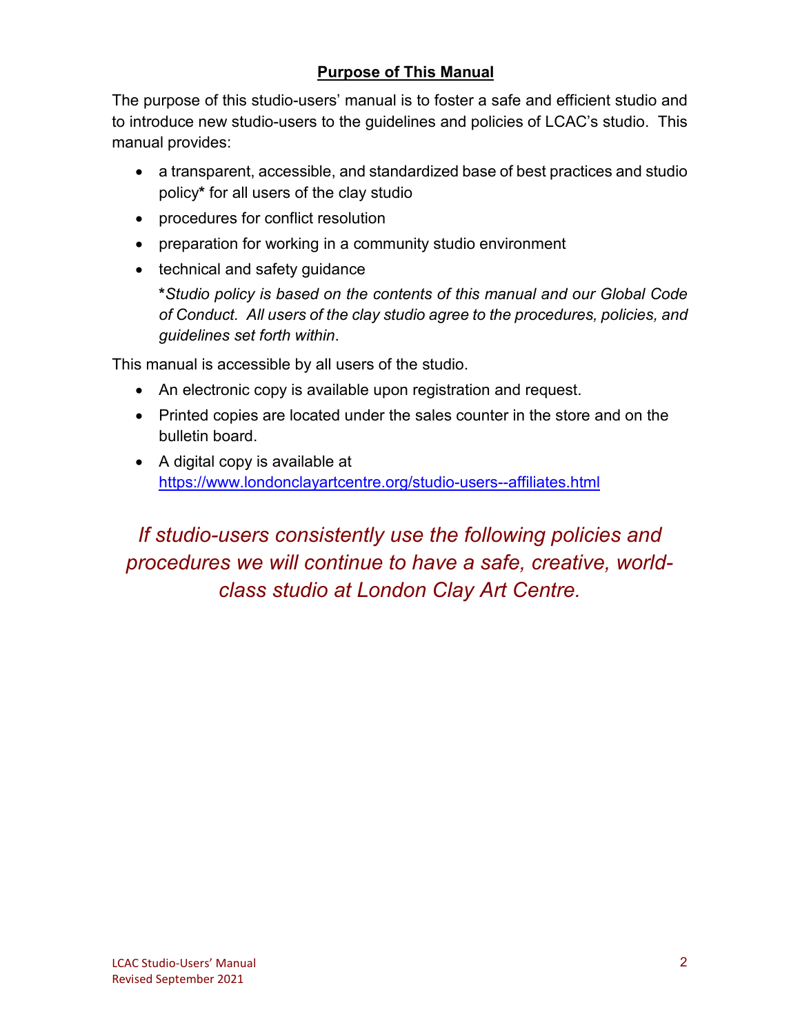## Purpose of This Manual

The purpose of this studio-users' manual is to foster a safe and efficient studio and to introduce new studio-users to the guidelines and policies of LCAC's studio. This manual provides:

- a transparent, accessible, and standardized base of best practices and studio policy**\*** for all users of the clay studio
- procedures for conflict resolution
- preparation for working in a community studio environment
- technical and safety guidance

  **\***_Studio policy is based on the contents of this manual and our Global Code of Conduct. All users of the clay studio agree to the procedures, policies, and guidelines set forth within_.

This manual is accessible by all users of the studio.

- An electronic copy is available upon registration and request.
- Printed copies are located under the sales counter in the store and on the bulletin board.
- A digital copy is available at https://www.londonclayartcentre.org/studio-users--affiliates.html

*If studio-users consistently use the following policies and procedures we will continue to have a safe, creative, world-class studio at London Clay Art Centre.*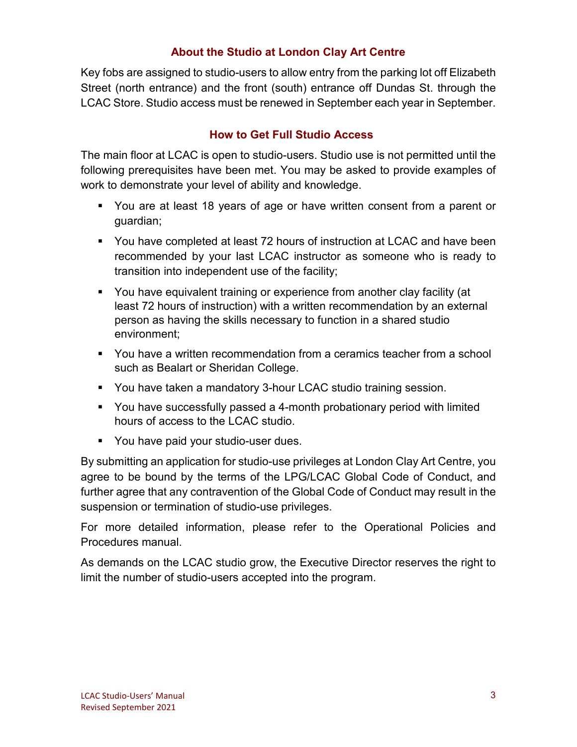## About the Studio at London Clay Art Centre

Key fobs are assigned to studio-users to allow entry from the parking lot off Elizabeth Street (north entrance) and the front (south) entrance off Dundas St. through the LCAC Store. Studio access must be renewed in September each year in September.

## How to Get Full Studio Access

The main floor at LCAC is open to studio-users. Studio use is not permitted until the following prerequisites have been met. You may be asked to provide examples of work to demonstrate your level of ability and knowledge.

- You are at least 18 years of age or have written consent from a parent or guardian;
- You have completed at least 72 hours of instruction at LCAC and have been recommended by your last LCAC instructor as someone who is ready to transition into independent use of the facility;
- You have equivalent training or experience from another clay facility (at least 72 hours of instruction) with a written recommendation by an external person as having the skills necessary to function in a shared studio environment;
- You have a written recommendation from a ceramics teacher from a school such as Bealart or Sheridan College.
- You have taken a mandatory 3-hour LCAC studio training session.
- You have successfully passed a 4-month probationary period with limited hours of access to the LCAC studio.
- You have paid your studio-user dues.

By submitting an application for studio-use privileges at London Clay Art Centre, you agree to be bound by the terms of the LPG/LCAC Global Code of Conduct, and further agree that any contravention of the Global Code of Conduct may result in the suspension or termination of studio-use privileges.

For more detailed information, please refer to the Operational Policies and Procedures manual.

As demands on the LCAC studio grow, the Executive Director reserves the right to limit the number of studio-users accepted into the program.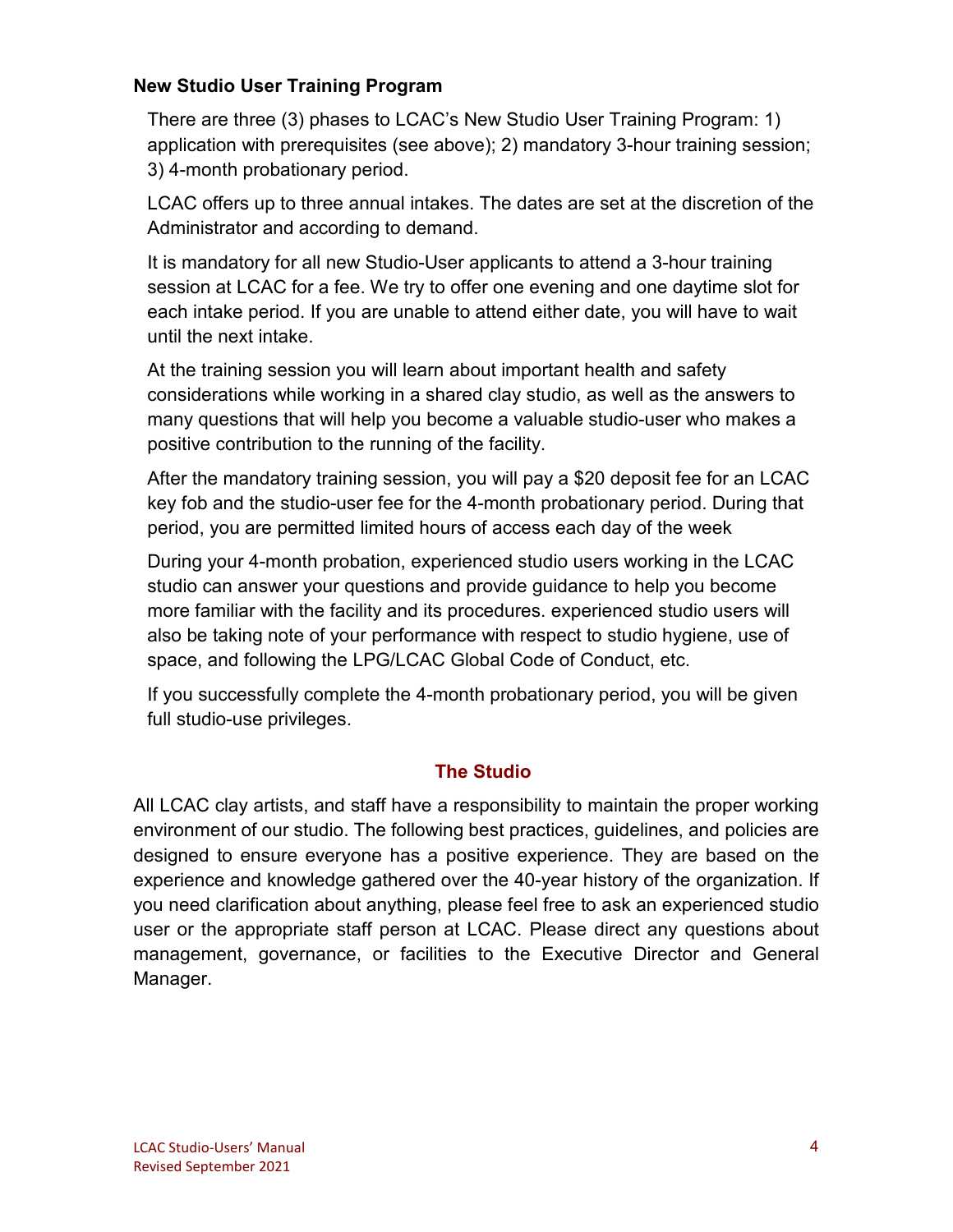### New Studio User Training Program

There are three (3) phases to LCAC's New Studio User Training Program: 1) application with prerequisites (see above); 2) mandatory 3-hour training session; 3) 4-month probationary period.

LCAC offers up to three annual intakes. The dates are set at the discretion of the Administrator and according to demand.

It is mandatory for all new Studio-User applicants to attend a 3-hour training session at LCAC for a fee. We try to offer one evening and one daytime slot for each intake period. If you are unable to attend either date, you will have to wait until the next intake.

At the training session you will learn about important health and safety considerations while working in a shared clay studio, as well as the answers to many questions that will help you become a valuable studio-user who makes a positive contribution to the running of the facility.

After the mandatory training session, you will pay a $20 deposit fee for an LCAC key fob and the studio-user fee for the 4-month probationary period. During that period, you are permitted limited hours of access each day of the week

During your 4-month probation, experienced studio users working in the LCAC studio can answer your questions and provide guidance to help you become more familiar with the facility and its procedures. experienced studio users will also be taking note of your performance with respect to studio hygiene, use of space, and following the LPG/LCAC Global Code of Conduct, etc.

If you successfully complete the 4-month probationary period, you will be given full studio-use privileges.

## The Studio

All LCAC clay artists, and staff have a responsibility to maintain the proper working environment of our studio. The following best practices, guidelines, and policies are designed to ensure everyone has a positive experience. They are based on the experience and knowledge gathered over the 40-year history of the organization. If you need clarification about anything, please feel free to ask an experienced studio user or the appropriate staff person at LCAC. Please direct any questions about management, governance, or facilities to the Executive Director and General Manager.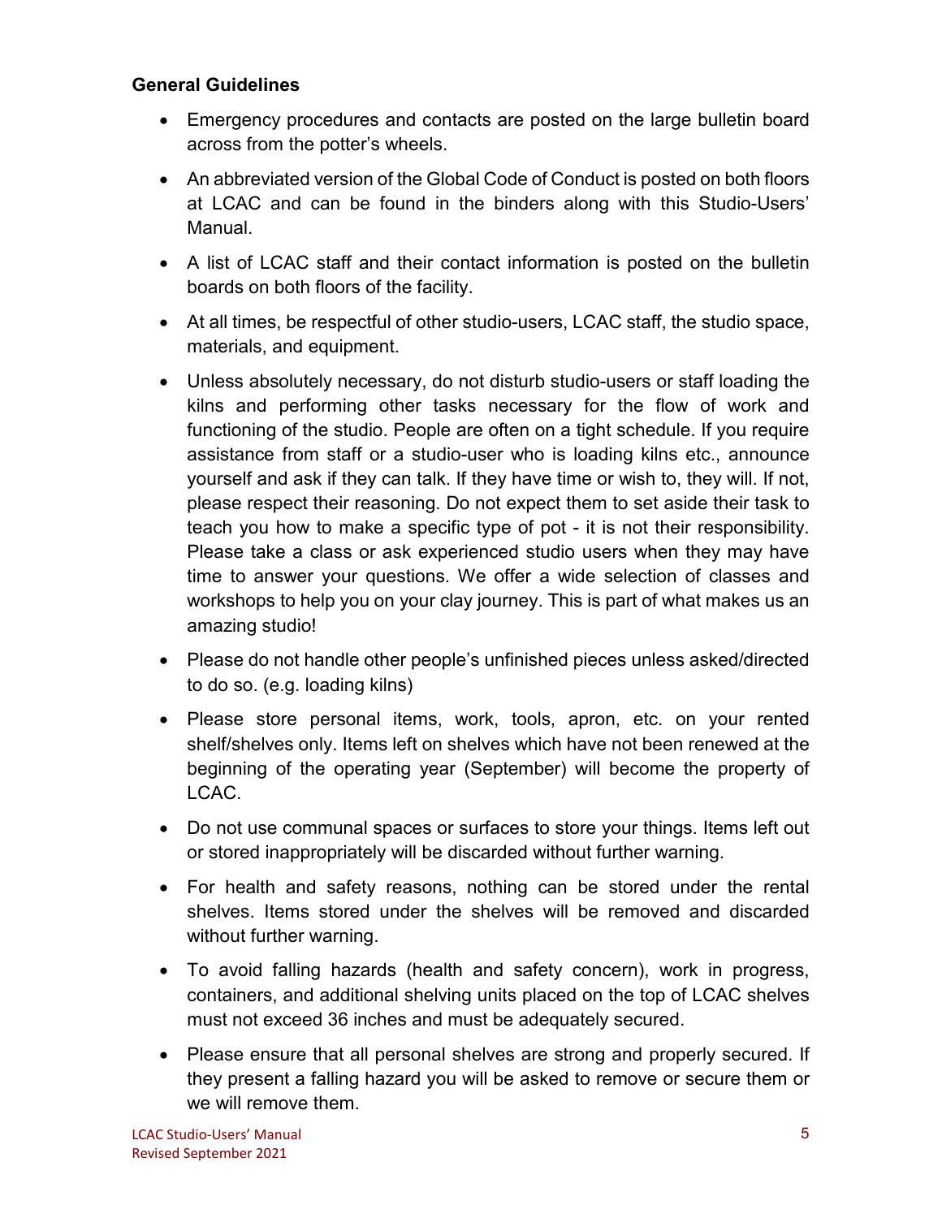**General Guidelines**

- Emergency procedures and contacts are posted on the large bulletin board across from the potter's wheels.
- An abbreviated version of the Global Code of Conduct is posted on both floors at LCAC and can be found in the binders along with this Studio-Users' Manual.
- A list of LCAC staff and their contact information is posted on the bulletin boards on both floors of the facility.
- At all times, be respectful of other studio-users, LCAC staff, the studio space, materials, and equipment.
- Unless absolutely necessary, do not disturb studio-users or staff loading the kilns and performing other tasks necessary for the flow of work and functioning of the studio. People are often on a tight schedule. If you require assistance from staff or a studio-user who is loading kilns etc., announce yourself and ask if they can talk. If they have time or wish to, they will. If not, please respect their reasoning. Do not expect them to set aside their task to teach you how to make a specific type of pot - it is not their responsibility. Please take a class or ask experienced studio users when they may have time to answer your questions. We offer a wide selection of classes and workshops to help you on your clay journey. This is part of what makes us an amazing studio!
- Please do not handle other people's unfinished pieces unless asked/directed to do so. (e.g. loading kilns)
- Please store personal items, work, tools, apron, etc. on your rented shelf/shelves only. Items left on shelves which have not been renewed at the beginning of the operating year (September) will become the property of LCAC.
- Do not use communal spaces or surfaces to store your things. Items left out or stored inappropriately will be discarded without further warning.
- For health and safety reasons, nothing can be stored under the rental shelves. Items stored under the shelves will be removed and discarded without further warning.
- To avoid falling hazards (health and safety concern), work in progress, containers, and additional shelving units placed on the top of LCAC shelves must not exceed 36 inches and must be adequately secured.
- Please ensure that all personal shelves are strong and properly secured. If they present a falling hazard you will be asked to remove or secure them or we will remove them.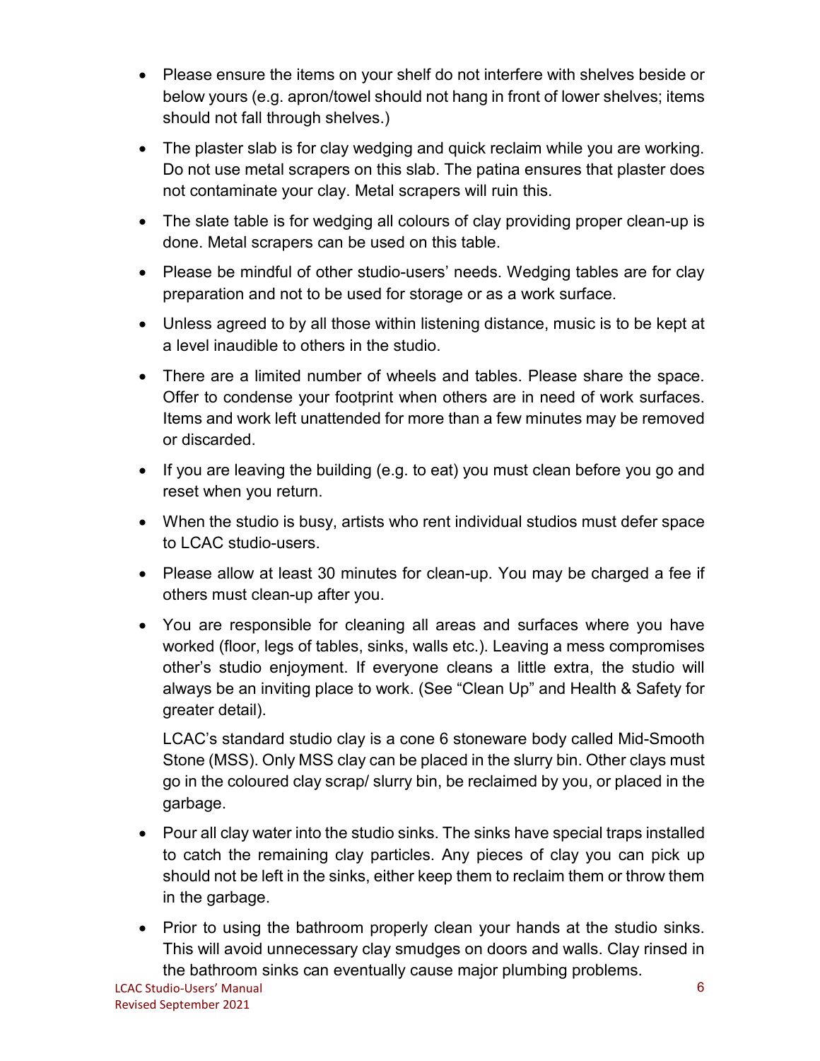- Please ensure the items on your shelf do not interfere with shelves beside or below yours (e.g. apron/towel should not hang in front of lower shelves; items should not fall through shelves.)
- The plaster slab is for clay wedging and quick reclaim while you are working. Do not use metal scrapers on this slab. The patina ensures that plaster does not contaminate your clay. Metal scrapers will ruin this.
- The slate table is for wedging all colours of clay providing proper clean-up is done. Metal scrapers can be used on this table.
- Please be mindful of other studio-users' needs. Wedging tables are for clay preparation and not to be used for storage or as a work surface.
- Unless agreed to by all those within listening distance, music is to be kept at a level inaudible to others in the studio.
- There are a limited number of wheels and tables. Please share the space. Offer to condense your footprint when others are in need of work surfaces. Items and work left unattended for more than a few minutes may be removed or discarded.
- If you are leaving the building (e.g. to eat) you must clean before you go and reset when you return.
- When the studio is busy, artists who rent individual studios must defer space to LCAC studio-users.
- Please allow at least 30 minutes for clean-up. You may be charged a fee if others must clean-up after you.
- You are responsible for cleaning all areas and surfaces where you have worked (floor, legs of tables, sinks, walls etc.). Leaving a mess compromises other's studio enjoyment. If everyone cleans a little extra, the studio will always be an inviting place to work. (See "Clean Up" and Health & Safety for greater detail).

  LCAC's standard studio clay is a cone 6 stoneware body called Mid-Smooth Stone (MSS). Only MSS clay can be placed in the slurry bin. Other clays must go in the coloured clay scrap/ slurry bin, be reclaimed by you, or placed in the garbage.
- Pour all clay water into the studio sinks. The sinks have special traps installed to catch the remaining clay particles. Any pieces of clay you can pick up should not be left in the sinks, either keep them to reclaim them or throw them in the garbage.
- Prior to using the bathroom properly clean your hands at the studio sinks. This will avoid unnecessary clay smudges on doors and walls. Clay rinsed in the bathroom sinks can eventually cause major plumbing problems.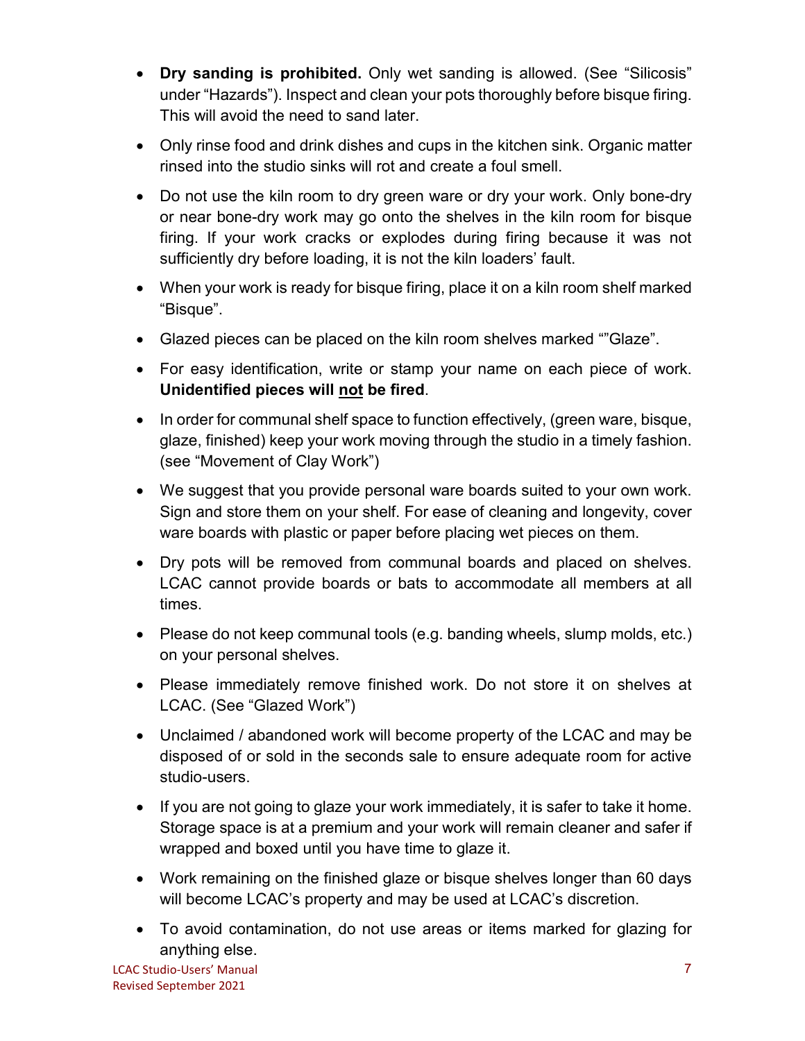- **Dry sanding is prohibited.** Only wet sanding is allowed. (See "Silicosis" under "Hazards"). Inspect and clean your pots thoroughly before bisque firing. This will avoid the need to sand later.
- Only rinse food and drink dishes and cups in the kitchen sink. Organic matter rinsed into the studio sinks will rot and create a foul smell.
- Do not use the kiln room to dry green ware or dry your work. Only bone-dry or near bone-dry work may go onto the shelves in the kiln room for bisque firing. If your work cracks or explodes during firing because it was not sufficiently dry before loading, it is not the kiln loaders' fault.
- When your work is ready for bisque firing, place it on a kiln room shelf marked "Bisque".
- Glazed pieces can be placed on the kiln room shelves marked ""Glaze".
- For easy identification, write or stamp your name on each piece of work. **Unidentified pieces will <u>not</u> be fired**.
- In order for communal shelf space to function effectively, (green ware, bisque, glaze, finished) keep your work moving through the studio in a timely fashion. (see "Movement of Clay Work")
- We suggest that you provide personal ware boards suited to your own work. Sign and store them on your shelf. For ease of cleaning and longevity, cover ware boards with plastic or paper before placing wet pieces on them.
- Dry pots will be removed from communal boards and placed on shelves. LCAC cannot provide boards or bats to accommodate all members at all times.
- Please do not keep communal tools (e.g. banding wheels, slump molds, etc.) on your personal shelves.
- Please immediately remove finished work. Do not store it on shelves at LCAC. (See "Glazed Work")
- Unclaimed / abandoned work will become property of the LCAC and may be disposed of or sold in the seconds sale to ensure adequate room for active studio-users.
- If you are not going to glaze your work immediately, it is safer to take it home. Storage space is at a premium and your work will remain cleaner and safer if wrapped and boxed until you have time to glaze it.
- Work remaining on the finished glaze or bisque shelves longer than 60 days will become LCAC's property and may be used at LCAC's discretion.
- To avoid contamination, do not use areas or items marked for glazing for anything else.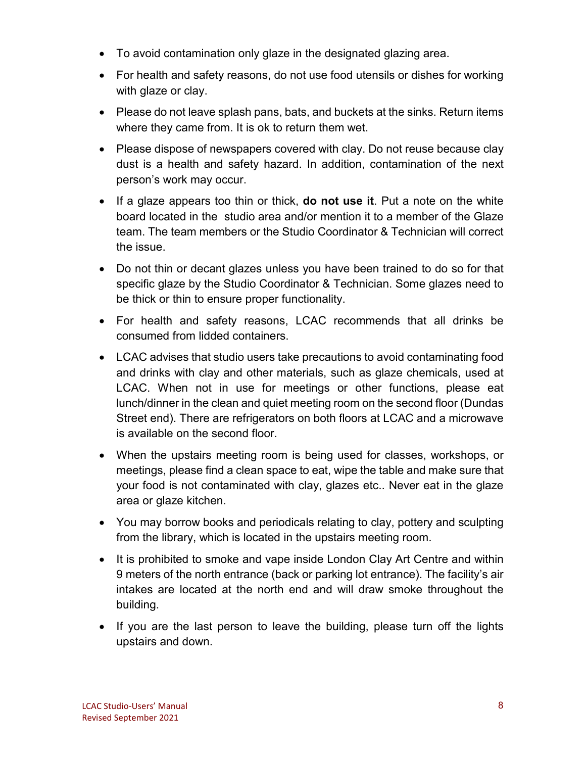- To avoid contamination only glaze in the designated glazing area.
- For health and safety reasons, do not use food utensils or dishes for working with glaze or clay.
- Please do not leave splash pans, bats, and buckets at the sinks. Return items where they came from. It is ok to return them wet.
- Please dispose of newspapers covered with clay. Do not reuse because clay dust is a health and safety hazard. In addition, contamination of the next person's work may occur.
- If a glaze appears too thin or thick, **do not use it**. Put a note on the white board located in the studio area and/or mention it to a member of the Glaze team. The team members or the Studio Coordinator & Technician will correct the issue.
- Do not thin or decant glazes unless you have been trained to do so for that specific glaze by the Studio Coordinator & Technician. Some glazes need to be thick or thin to ensure proper functionality.
- For health and safety reasons, LCAC recommends that all drinks be consumed from lidded containers.
- LCAC advises that studio users take precautions to avoid contaminating food and drinks with clay and other materials, such as glaze chemicals, used at LCAC. When not in use for meetings or other functions, please eat lunch/dinner in the clean and quiet meeting room on the second floor (Dundas Street end). There are refrigerators on both floors at LCAC and a microwave is available on the second floor.
- When the upstairs meeting room is being used for classes, workshops, or meetings, please find a clean space to eat, wipe the table and make sure that your food is not contaminated with clay, glazes etc.. Never eat in the glaze area or glaze kitchen.
- You may borrow books and periodicals relating to clay, pottery and sculpting from the library, which is located in the upstairs meeting room.
- It is prohibited to smoke and vape inside London Clay Art Centre and within 9 meters of the north entrance (back or parking lot entrance). The facility's air intakes are located at the north end and will draw smoke throughout the building.
- If you are the last person to leave the building, please turn off the lights upstairs and down.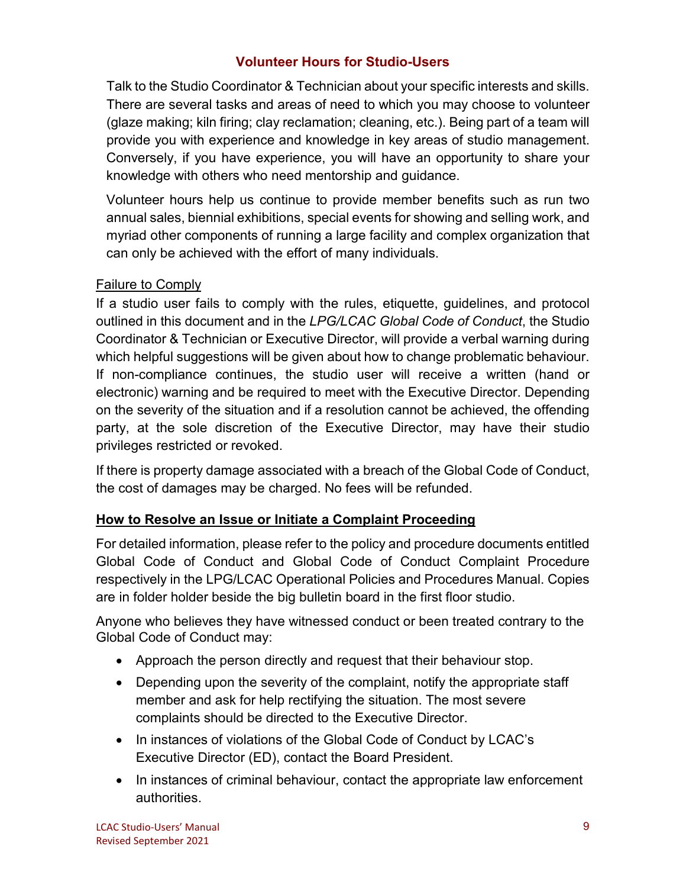## Volunteer Hours for Studio-Users

Talk to the Studio Coordinator & Technician about your specific interests and skills. There are several tasks and areas of need to which you may choose to volunteer (glaze making; kiln firing; clay reclamation; cleaning, etc.). Being part of a team will provide you with experience and knowledge in key areas of studio management. Conversely, if you have experience, you will have an opportunity to share your knowledge with others who need mentorship and guidance.

Volunteer hours help us continue to provide member benefits such as run two annual sales, biennial exhibitions, special events for showing and selling work, and myriad other components of running a large facility and complex organization that can only be achieved with the effort of many individuals.

Failure to Comply

If a studio user fails to comply with the rules, etiquette, guidelines, and protocol outlined in this document and in the *LPG/LCAC Global Code of Conduct*, the Studio Coordinator & Technician or Executive Director, will provide a verbal warning during which helpful suggestions will be given about how to change problematic behaviour. If non-compliance continues, the studio user will receive a written (hand or electronic) warning and be required to meet with the Executive Director. Depending on the severity of the situation and if a resolution cannot be achieved, the offending party, at the sole discretion of the Executive Director, may have their studio privileges restricted or revoked.

If there is property damage associated with a breach of the Global Code of Conduct, the cost of damages may be charged. No fees will be refunded.

### How to Resolve an Issue or Initiate a Complaint Proceeding

For detailed information, please refer to the policy and procedure documents entitled Global Code of Conduct and Global Code of Conduct Complaint Procedure respectively in the LPG/LCAC Operational Policies and Procedures Manual. Copies are in folder holder beside the big bulletin board in the first floor studio.

Anyone who believes they have witnessed conduct or been treated contrary to the Global Code of Conduct may:

- Approach the person directly and request that their behaviour stop.
- Depending upon the severity of the complaint, notify the appropriate staff member and ask for help rectifying the situation. The most severe complaints should be directed to the Executive Director.
- In instances of violations of the Global Code of Conduct by LCAC's Executive Director (ED), contact the Board President.
- In instances of criminal behaviour, contact the appropriate law enforcement authorities.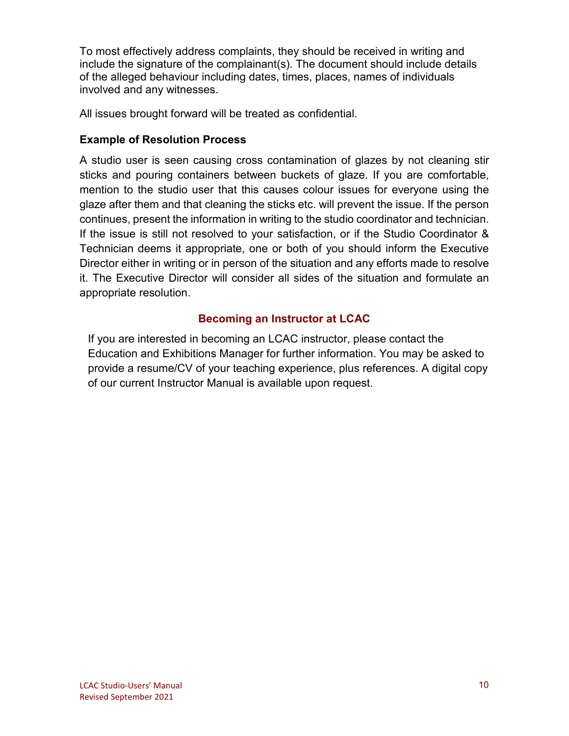To most effectively address complaints, they should be received in writing and include the signature of the complainant(s). The document should include details of the alleged behaviour including dates, times, places, names of individuals involved and any witnesses.

All issues brought forward will be treated as confidential.

### Example of Resolution Process

A studio user is seen causing cross contamination of glazes by not cleaning stir sticks and pouring containers between buckets of glaze. If you are comfortable, mention to the studio user that this causes colour issues for everyone using the glaze after them and that cleaning the sticks etc. will prevent the issue. If the person continues, present the information in writing to the studio coordinator and technician. If the issue is still not resolved to your satisfaction, or if the Studio Coordinator & Technician deems it appropriate, one or both of you should inform the Executive Director either in writing or in person of the situation and any efforts made to resolve it. The Executive Director will consider all sides of the situation and formulate an appropriate resolution.

## Becoming an Instructor at LCAC

If you are interested in becoming an LCAC instructor, please contact the Education and Exhibitions Manager for further information. You may be asked to provide a resume/CV of your teaching experience, plus references. A digital copy of our current Instructor Manual is available upon request.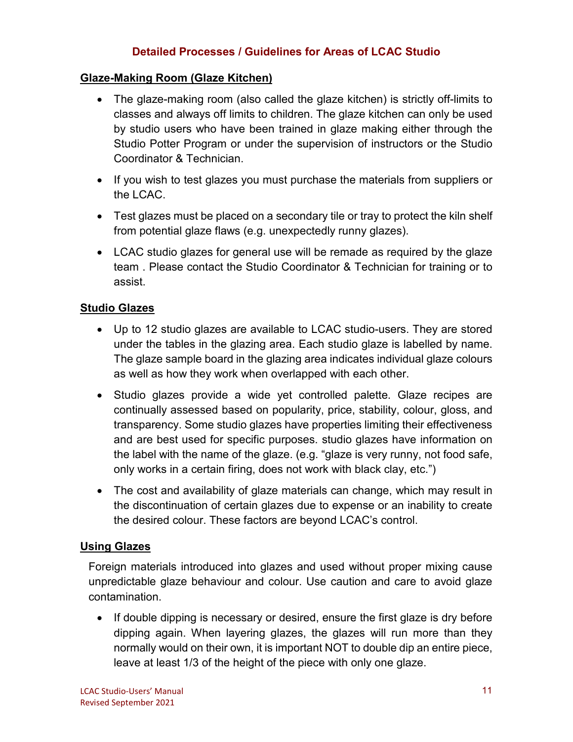## Detailed Processes / Guidelines for Areas of LCAC Studio

### Glaze-Making Room (Glaze Kitchen)

- The glaze-making room (also called the glaze kitchen) is strictly off-limits to classes and always off limits to children. The glaze kitchen can only be used by studio users who have been trained in glaze making either through the Studio Potter Program or under the supervision of instructors or the Studio Coordinator & Technician.
- If you wish to test glazes you must purchase the materials from suppliers or the LCAC.
- Test glazes must be placed on a secondary tile or tray to protect the kiln shelf from potential glaze flaws (e.g. unexpectedly runny glazes).
- LCAC studio glazes for general use will be remade as required by the glaze team . Please contact the Studio Coordinator & Technician for training or to assist.

### Studio Glazes

- Up to 12 studio glazes are available to LCAC studio-users. They are stored under the tables in the glazing area. Each studio glaze is labelled by name. The glaze sample board in the glazing area indicates individual glaze colours as well as how they work when overlapped with each other.
- Studio glazes provide a wide yet controlled palette. Glaze recipes are continually assessed based on popularity, price, stability, colour, gloss, and transparency. Some studio glazes have properties limiting their effectiveness and are best used for specific purposes. studio glazes have information on the label with the name of the glaze. (e.g. "glaze is very runny, not food safe, only works in a certain firing, does not work with black clay, etc.")
- The cost and availability of glaze materials can change, which may result in the discontinuation of certain glazes due to expense or an inability to create the desired colour. These factors are beyond LCAC's control.

### Using Glazes

Foreign materials introduced into glazes and used without proper mixing cause unpredictable glaze behaviour and colour. Use caution and care to avoid glaze contamination.

- If double dipping is necessary or desired, ensure the first glaze is dry before dipping again. When layering glazes, the glazes will run more than they normally would on their own, it is important NOT to double dip an entire piece, leave at least 1/3 of the height of the piece with only one glaze.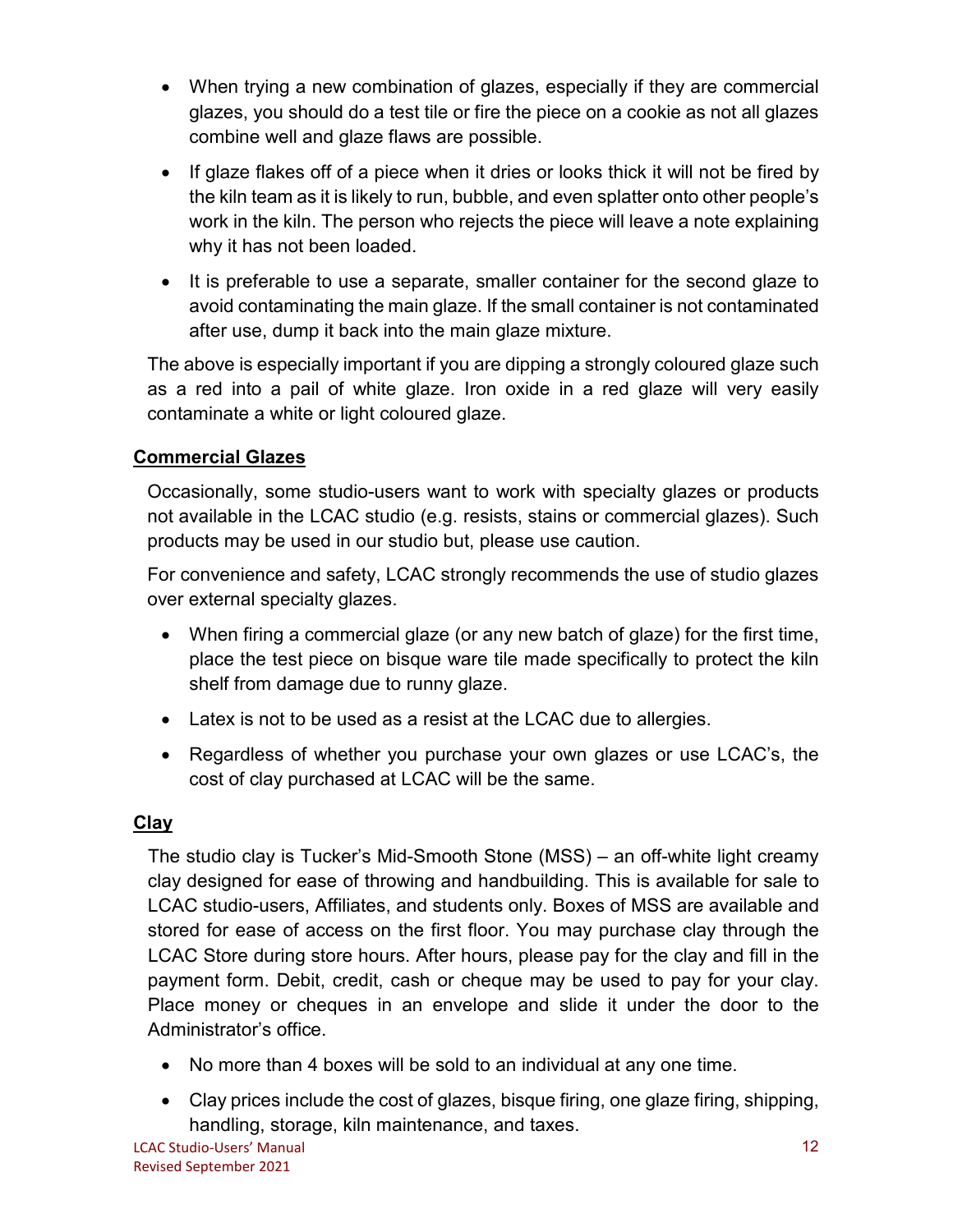- When trying a new combination of glazes, especially if they are commercial glazes, you should do a test tile or fire the piece on a cookie as not all glazes combine well and glaze flaws are possible.
- If glaze flakes off of a piece when it dries or looks thick it will not be fired by the kiln team as it is likely to run, bubble, and even splatter onto other people's work in the kiln. The person who rejects the piece will leave a note explaining why it has not been loaded.
- It is preferable to use a separate, smaller container for the second glaze to avoid contaminating the main glaze. If the small container is not contaminated after use, dump it back into the main glaze mixture.

The above is especially important if you are dipping a strongly coloured glaze such as a red into a pail of white glaze. Iron oxide in a red glaze will very easily contaminate a white or light coloured glaze.

## Commercial Glazes

Occasionally, some studio-users want to work with specialty glazes or products not available in the LCAC studio (e.g. resists, stains or commercial glazes). Such products may be used in our studio but, please use caution.

For convenience and safety, LCAC strongly recommends the use of studio glazes over external specialty glazes.

- When firing a commercial glaze (or any new batch of glaze) for the first time, place the test piece on bisque ware tile made specifically to protect the kiln shelf from damage due to runny glaze.
- Latex is not to be used as a resist at the LCAC due to allergies.
- Regardless of whether you purchase your own glazes or use LCAC's, the cost of clay purchased at LCAC will be the same.

## Clay

The studio clay is Tucker's Mid-Smooth Stone (MSS) – an off-white light creamy clay designed for ease of throwing and handbuilding. This is available for sale to LCAC studio-users, Affiliates, and students only. Boxes of MSS are available and stored for ease of access on the first floor. You may purchase clay through the LCAC Store during store hours. After hours, please pay for the clay and fill in the payment form. Debit, credit, cash or cheque may be used to pay for your clay. Place money or cheques in an envelope and slide it under the door to the Administrator's office.

- No more than 4 boxes will be sold to an individual at any one time.
- Clay prices include the cost of glazes, bisque firing, one glaze firing, shipping, handling, storage, kiln maintenance, and taxes.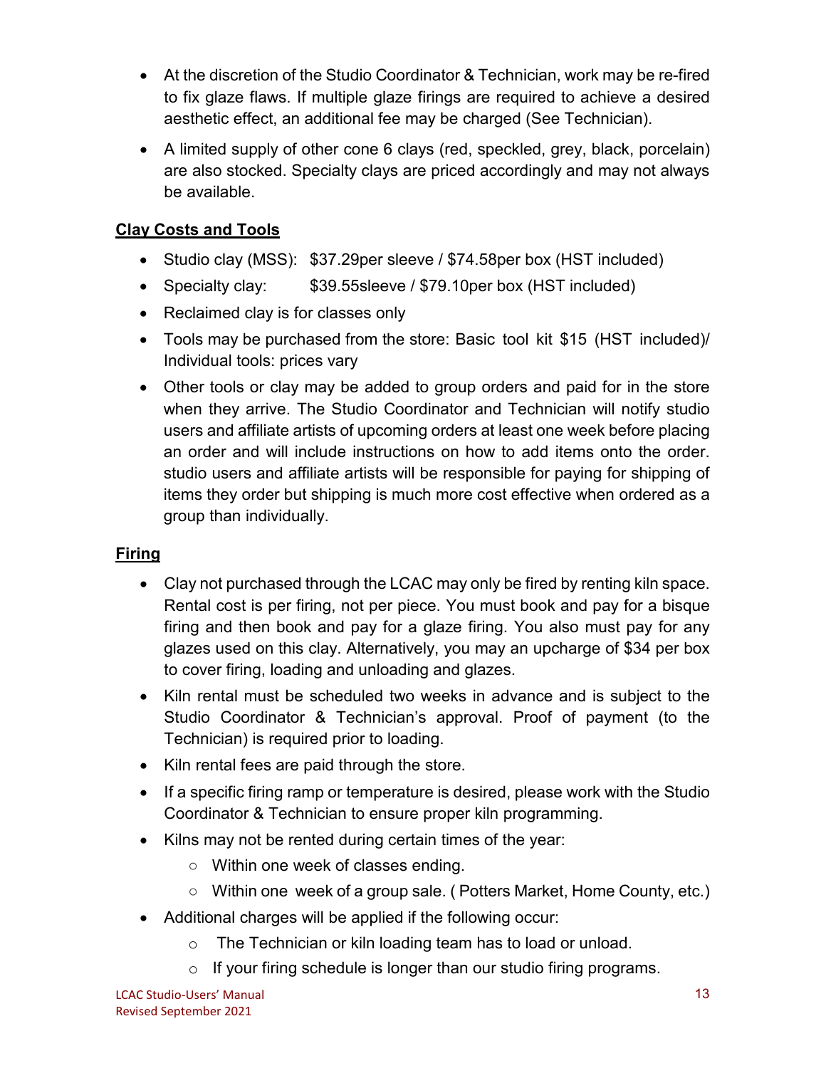- At the discretion of the Studio Coordinator & Technician, work may be re-fired to fix glaze flaws. If multiple glaze firings are required to achieve a desired aesthetic effect, an additional fee may be charged (See Technician).
- A limited supply of other cone 6 clays (red, speckled, grey, black, porcelain) are also stocked. Specialty clays are priced accordingly and may not always be available.

**Clay Costs and Tools**

- Studio clay (MSS): $37.29per sleeve / $74.58per box (HST included)
- Specialty clay: $39.55sleeve / $79.10per box (HST included)
- Reclaimed clay is for classes only
- Tools may be purchased from the store: Basic tool kit $15 (HST included)/ Individual tools: prices vary
- Other tools or clay may be added to group orders and paid for in the store when they arrive. The Studio Coordinator and Technician will notify studio users and affiliate artists of upcoming orders at least one week before placing an order and will include instructions on how to add items onto the order. studio users and affiliate artists will be responsible for paying for shipping of items they order but shipping is much more cost effective when ordered as a group than individually.

**Firing**

- Clay not purchased through the LCAC may only be fired by renting kiln space. Rental cost is per firing, not per piece. You must book and pay for a bisque firing and then book and pay for a glaze firing. You also must pay for any glazes used on this clay. Alternatively, you may an upcharge of $34 per box to cover firing, loading and unloading and glazes.
- Kiln rental must be scheduled two weeks in advance and is subject to the Studio Coordinator & Technician's approval. Proof of payment (to the Technician) is required prior to loading.
- Kiln rental fees are paid through the store.
- If a specific firing ramp or temperature is desired, please work with the Studio Coordinator & Technician to ensure proper kiln programming.
- Kilns may not be rented during certain times of the year:
  - Within one week of classes ending.
  - Within one week of a group sale. ( Potters Market, Home County, etc.)
- Additional charges will be applied if the following occur:
  - The Technician or kiln loading team has to load or unload.
  - If your firing schedule is longer than our studio firing programs.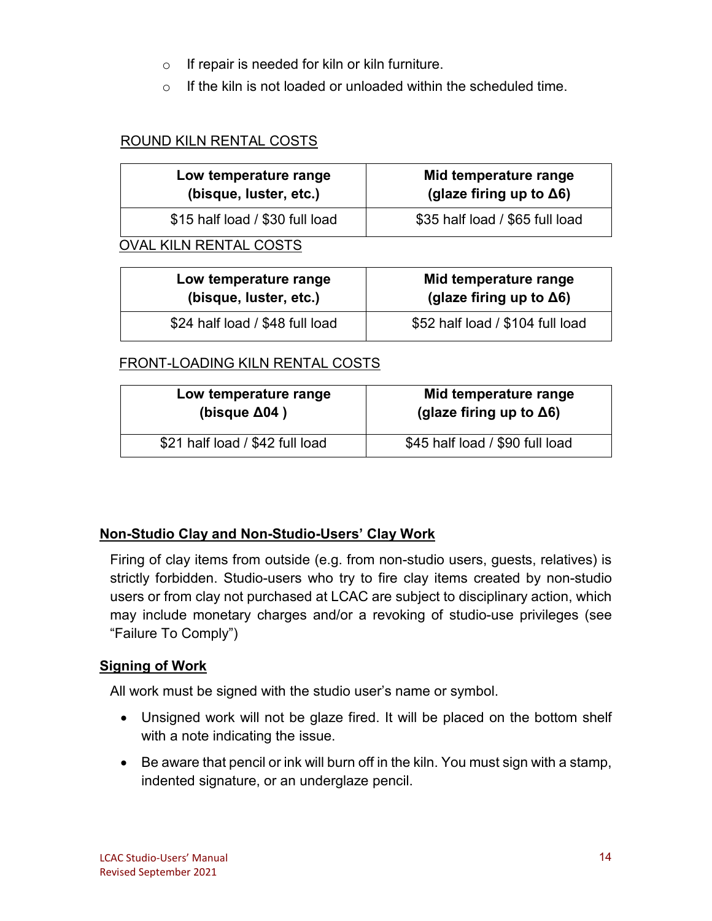- If repair is needed for kiln or kiln furniture.
- If the kiln is not loaded or unloaded within the scheduled time.

ROUND KILN RENTAL COSTS

| Low temperature range (bisque, luster, etc.) | Mid temperature range (glaze firing up to Δ6) |
|---|---|
| $15 half load / $30 full load | $35 half load / $65 full load |

OVAL KILN RENTAL COSTS

| Low temperature range (bisque, luster, etc.) | Mid temperature range (glaze firing up to Δ6) |
|---|---|
| $24 half load / $48 full load | $52 half load / $104 full load |

FRONT-LOADING KILN RENTAL COSTS

| Low temperature range (bisque Δ04 ) | Mid temperature range (glaze firing up to Δ6) |
|---|---|
| $21 half load / $42 full load | $45 half load / $90 full load |

## Non-Studio Clay and Non-Studio-Users' Clay Work

Firing of clay items from outside (e.g. from non-studio users, guests, relatives) is strictly forbidden. Studio-users who try to fire clay items created by non-studio users or from clay not purchased at LCAC are subject to disciplinary action, which may include monetary charges and/or a revoking of studio-use privileges (see "Failure To Comply")

## Signing of Work

All work must be signed with the studio user's name or symbol.

- Unsigned work will not be glaze fired. It will be placed on the bottom shelf with a note indicating the issue.
- Be aware that pencil or ink will burn off in the kiln. You must sign with a stamp, indented signature, or an underglaze pencil.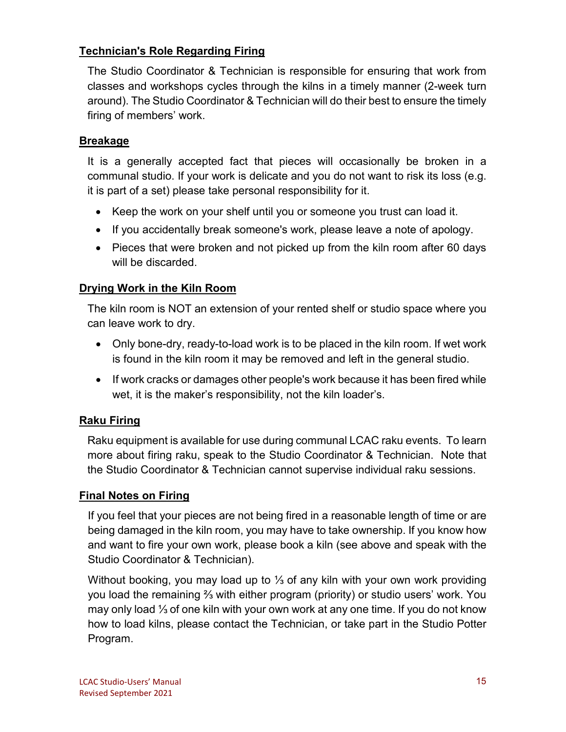## Technician's Role Regarding Firing

The Studio Coordinator & Technician is responsible for ensuring that work from classes and workshops cycles through the kilns in a timely manner (2-week turn around). The Studio Coordinator & Technician will do their best to ensure the timely firing of members' work.

## Breakage

It is a generally accepted fact that pieces will occasionally be broken in a communal studio. If your work is delicate and you do not want to risk its loss (e.g. it is part of a set) please take personal responsibility for it.

- Keep the work on your shelf until you or someone you trust can load it.
- If you accidentally break someone's work, please leave a note of apology.
- Pieces that were broken and not picked up from the kiln room after 60 days will be discarded.

## Drying Work in the Kiln Room

The kiln room is NOT an extension of your rented shelf or studio space where you can leave work to dry.

- Only bone-dry, ready-to-load work is to be placed in the kiln room. If wet work is found in the kiln room it may be removed and left in the general studio.
- If work cracks or damages other people's work because it has been fired while wet, it is the maker's responsibility, not the kiln loader's.

## Raku Firing

Raku equipment is available for use during communal LCAC raku events. To learn more about firing raku, speak to the Studio Coordinator & Technician. Note that the Studio Coordinator & Technician cannot supervise individual raku sessions.

## Final Notes on Firing

If you feel that your pieces are not being fired in a reasonable length of time or are being damaged in the kiln room, you may have to take ownership. If you know how and want to fire your own work, please book a kiln (see above and speak with the Studio Coordinator & Technician).

Without booking, you may load up to ⅓ of any kiln with your own work providing you load the remaining ⅔ with either program (priority) or studio users' work. You may only load ⅓ of one kiln with your own work at any one time. If you do not know how to load kilns, please contact the Technician, or take part in the Studio Potter Program.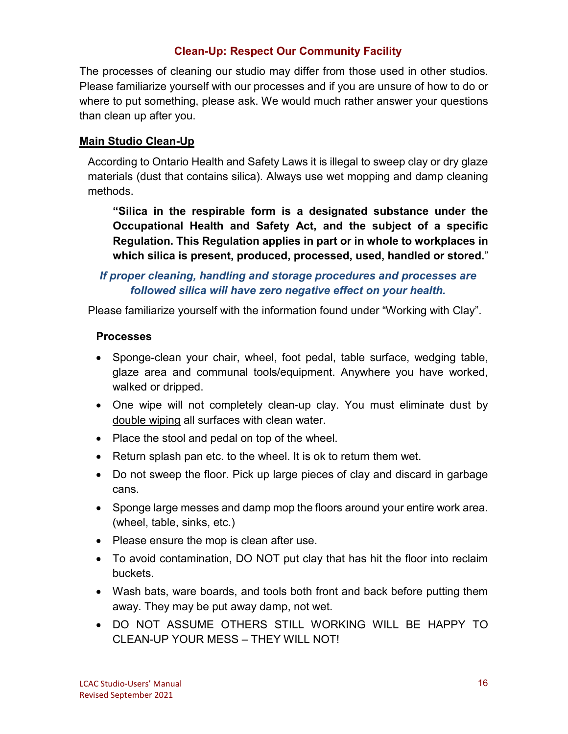## Clean-Up: Respect Our Community Facility

The processes of cleaning our studio may differ from those used in other studios. Please familiarize yourself with our processes and if you are unsure of how to do or where to put something, please ask. We would much rather answer your questions than clean up after you.

### Main Studio Clean-Up

According to Ontario Health and Safety Laws it is illegal to sweep clay or dry glaze materials (dust that contains silica). Always use wet mopping and damp cleaning methods.

> **"Silica in the respirable form is a designated substance under the Occupational Health and Safety Act, and the subject of a specific Regulation. This Regulation applies in part or in whole to workplaces in which silica is present, produced, processed, used, handled or stored.**"

***If proper cleaning, handling and storage procedures and processes are followed silica will have zero negative effect on your health.***

Please familiarize yourself with the information found under "Working with Clay".

#### Processes

- Sponge-clean your chair, wheel, foot pedal, table surface, wedging table, glaze area and communal tools/equipment. Anywhere you have worked, walked or dripped.
- One wipe will not completely clean-up clay. You must eliminate dust by double wiping all surfaces with clean water.
- Place the stool and pedal on top of the wheel.
- Return splash pan etc. to the wheel. It is ok to return them wet.
- Do not sweep the floor. Pick up large pieces of clay and discard in garbage cans.
- Sponge large messes and damp mop the floors around your entire work area. (wheel, table, sinks, etc.)
- Please ensure the mop is clean after use.
- To avoid contamination, DO NOT put clay that has hit the floor into reclaim buckets.
- Wash bats, ware boards, and tools both front and back before putting them away. They may be put away damp, not wet.
- DO NOT ASSUME OTHERS STILL WORKING WILL BE HAPPY TO CLEAN-UP YOUR MESS – THEY WILL NOT!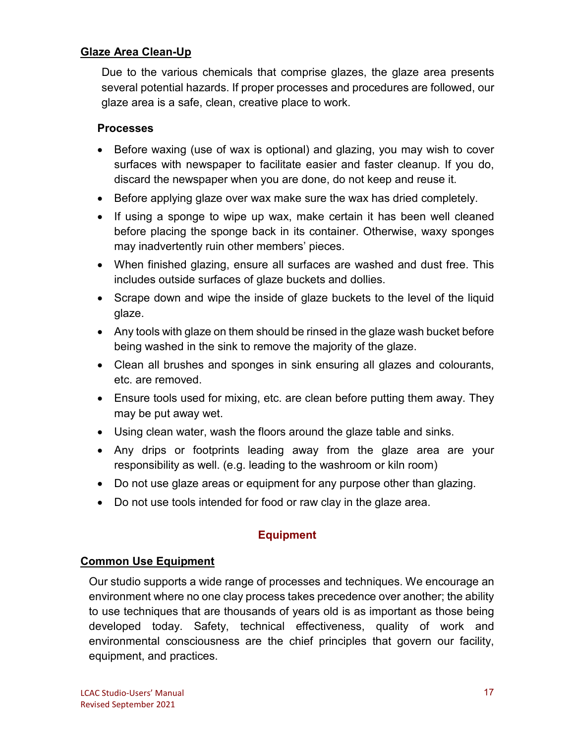## Glaze Area Clean-Up

Due to the various chemicals that comprise glazes, the glaze area presents several potential hazards. If proper processes and procedures are followed, our glaze area is a safe, clean, creative place to work.

### Processes

- Before waxing (use of wax is optional) and glazing, you may wish to cover surfaces with newspaper to facilitate easier and faster cleanup. If you do, discard the newspaper when you are done, do not keep and reuse it.
- Before applying glaze over wax make sure the wax has dried completely.
- If using a sponge to wipe up wax, make certain it has been well cleaned before placing the sponge back in its container. Otherwise, waxy sponges may inadvertently ruin other members' pieces.
- When finished glazing, ensure all surfaces are washed and dust free. This includes outside surfaces of glaze buckets and dollies.
- Scrape down and wipe the inside of glaze buckets to the level of the liquid glaze.
- Any tools with glaze on them should be rinsed in the glaze wash bucket before being washed in the sink to remove the majority of the glaze.
- Clean all brushes and sponges in sink ensuring all glazes and colourants, etc. are removed.
- Ensure tools used for mixing, etc. are clean before putting them away. They may be put away wet.
- Using clean water, wash the floors around the glaze table and sinks.
- Any drips or footprints leading away from the glaze area are your responsibility as well. (e.g. leading to the washroom or kiln room)
- Do not use glaze areas or equipment for any purpose other than glazing.
- Do not use tools intended for food or raw clay in the glaze area.

# Equipment

## Common Use Equipment

Our studio supports a wide range of processes and techniques. We encourage an environment where no one clay process takes precedence over another; the ability to use techniques that are thousands of years old is as important as those being developed today. Safety, technical effectiveness, quality of work and environmental consciousness are the chief principles that govern our facility, equipment, and practices.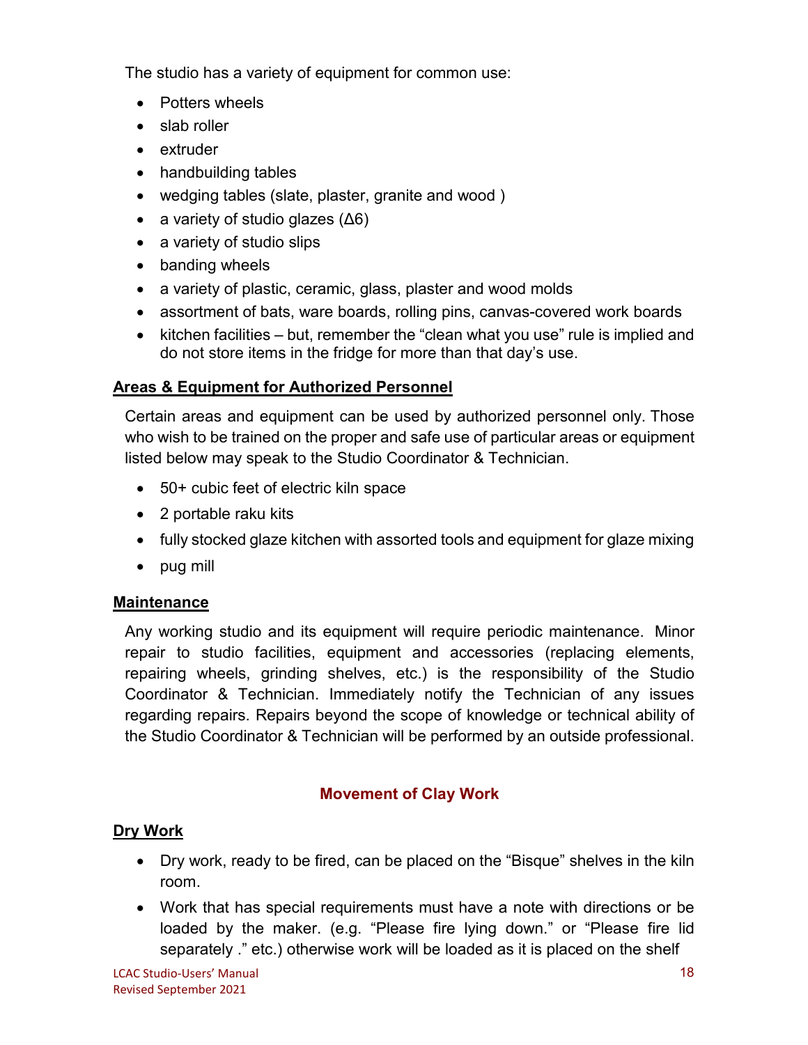The studio has a variety of equipment for common use:

- Potters wheels
- slab roller
- extruder
- handbuilding tables
- wedging tables (slate, plaster, granite and wood )
- a variety of studio glazes (Δ6)
- a variety of studio slips
- banding wheels
- a variety of plastic, ceramic, glass, plaster and wood molds
- assortment of bats, ware boards, rolling pins, canvas-covered work boards
- kitchen facilities – but, remember the "clean what you use" rule is implied and do not store items in the fridge for more than that day's use.

## Areas & Equipment for Authorized Personnel

Certain areas and equipment can be used by authorized personnel only. Those who wish to be trained on the proper and safe use of particular areas or equipment listed below may speak to the Studio Coordinator & Technician.

- 50+ cubic feet of electric kiln space
- 2 portable raku kits
- fully stocked glaze kitchen with assorted tools and equipment for glaze mixing
- pug mill

## Maintenance

Any working studio and its equipment will require periodic maintenance. Minor repair to studio facilities, equipment and accessories (replacing elements, repairing wheels, grinding shelves, etc.) is the responsibility of the Studio Coordinator & Technician. Immediately notify the Technician of any issues regarding repairs. Repairs beyond the scope of knowledge or technical ability of the Studio Coordinator & Technician will be performed by an outside professional.

# Movement of Clay Work

## Dry Work

- Dry work, ready to be fired, can be placed on the "Bisque" shelves in the kiln room.
- Work that has special requirements must have a note with directions or be loaded by the maker. (e.g. "Please fire lying down." or "Please fire lid separately ." etc.) otherwise work will be loaded as it is placed on the shelf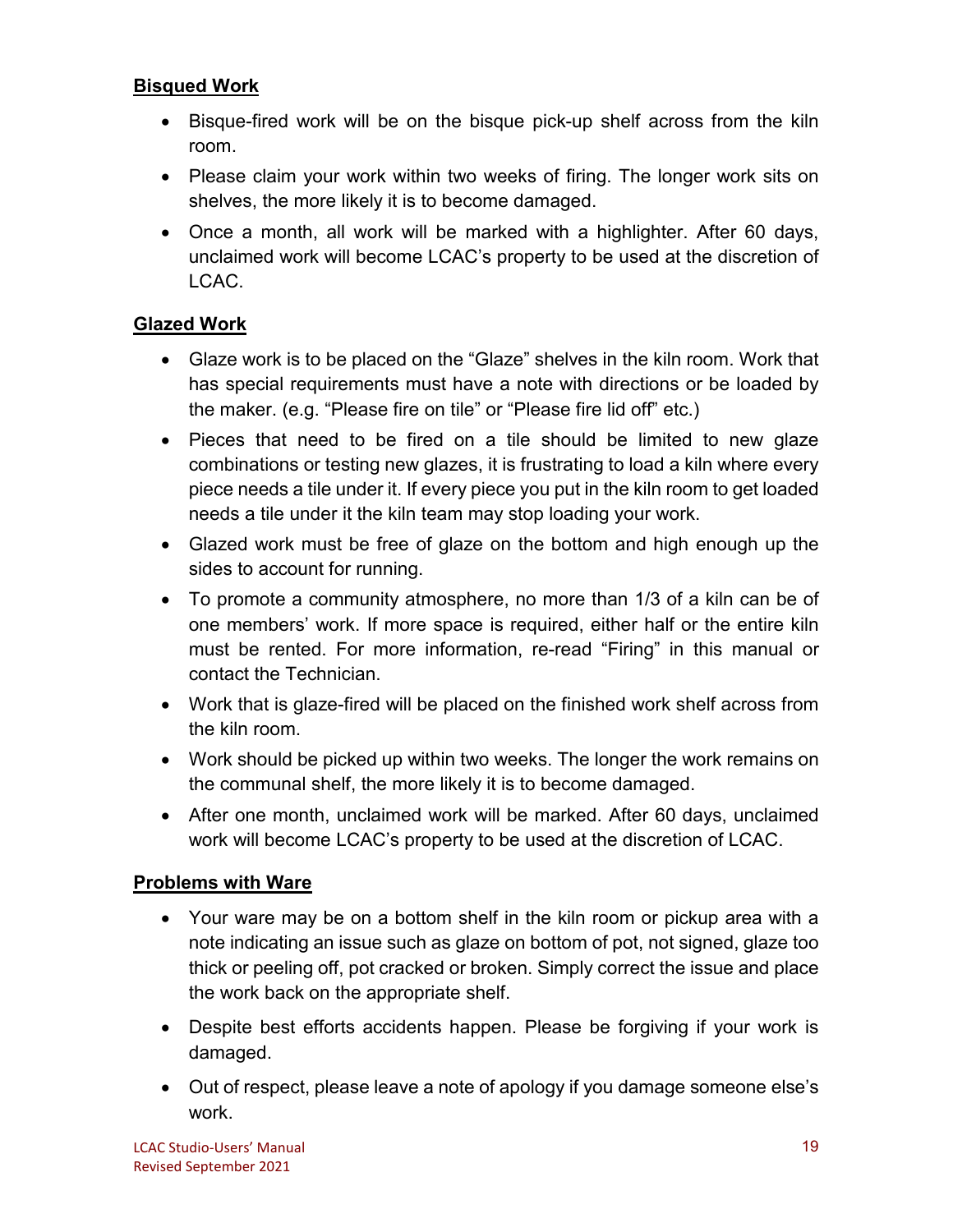**Bisqued Work**

- Bisque-fired work will be on the bisque pick-up shelf across from the kiln room.
- Please claim your work within two weeks of firing. The longer work sits on shelves, the more likely it is to become damaged.
- Once a month, all work will be marked with a highlighter. After 60 days, unclaimed work will become LCAC's property to be used at the discretion of LCAC.

**Glazed Work**

- Glaze work is to be placed on the "Glaze" shelves in the kiln room. Work that has special requirements must have a note with directions or be loaded by the maker. (e.g. "Please fire on tile" or "Please fire lid off" etc.)
- Pieces that need to be fired on a tile should be limited to new glaze combinations or testing new glazes, it is frustrating to load a kiln where every piece needs a tile under it. If every piece you put in the kiln room to get loaded needs a tile under it the kiln team may stop loading your work.
- Glazed work must be free of glaze on the bottom and high enough up the sides to account for running.
- To promote a community atmosphere, no more than 1/3 of a kiln can be of one members' work. If more space is required, either half or the entire kiln must be rented. For more information, re-read "Firing" in this manual or contact the Technician.
- Work that is glaze-fired will be placed on the finished work shelf across from the kiln room.
- Work should be picked up within two weeks. The longer the work remains on the communal shelf, the more likely it is to become damaged.
- After one month, unclaimed work will be marked. After 60 days, unclaimed work will become LCAC's property to be used at the discretion of LCAC.

**Problems with Ware**

- Your ware may be on a bottom shelf in the kiln room or pickup area with a note indicating an issue such as glaze on bottom of pot, not signed, glaze too thick or peeling off, pot cracked or broken. Simply correct the issue and place the work back on the appropriate shelf.
- Despite best efforts accidents happen. Please be forgiving if your work is damaged.
- Out of respect, please leave a note of apology if you damage someone else's work.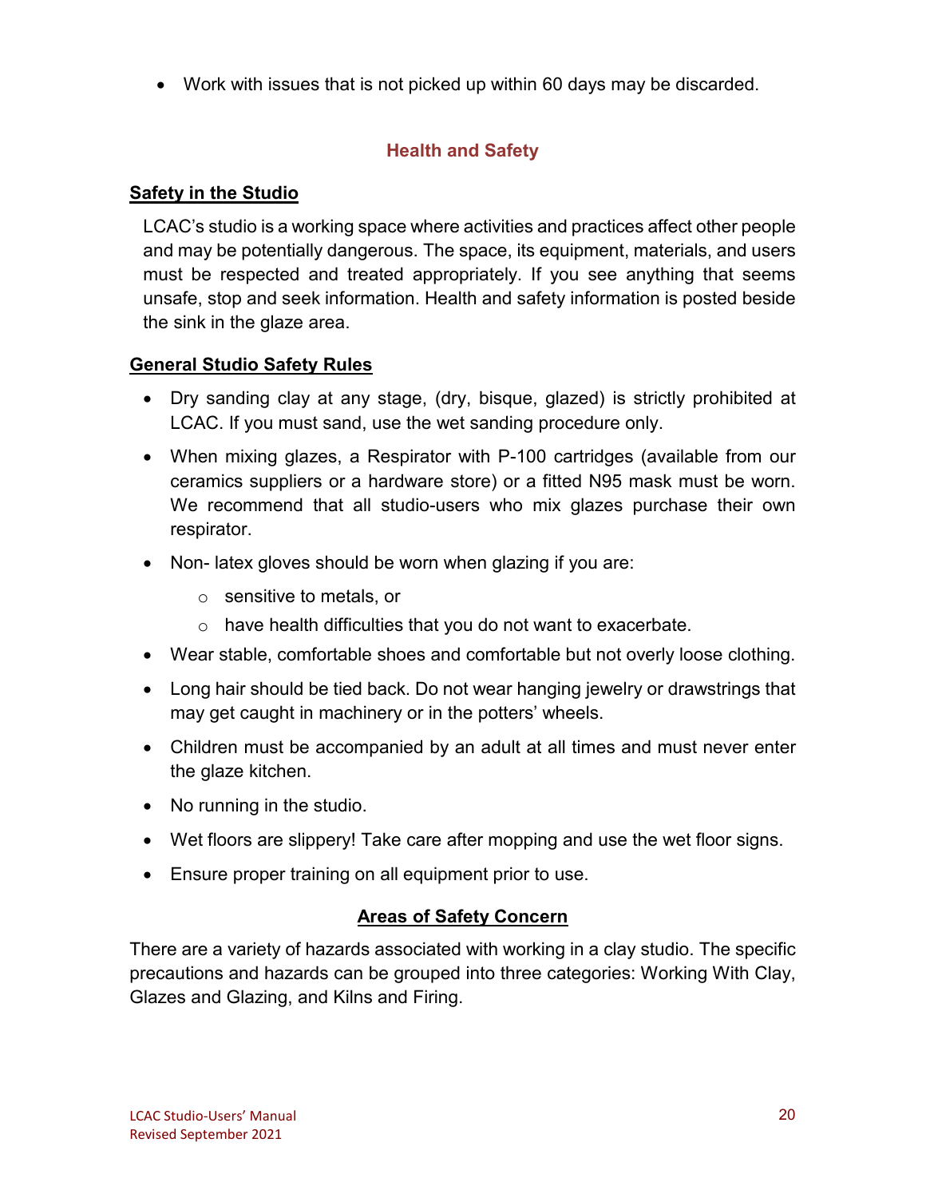- Work with issues that is not picked up within 60 days may be discarded.

## Health and Safety

### Safety in the Studio

LCAC's studio is a working space where activities and practices affect other people and may be potentially dangerous. The space, its equipment, materials, and users must be respected and treated appropriately. If you see anything that seems unsafe, stop and seek information. Health and safety information is posted beside the sink in the glaze area.

### General Studio Safety Rules

- Dry sanding clay at any stage, (dry, bisque, glazed) is strictly prohibited at LCAC. If you must sand, use the wet sanding procedure only.
- When mixing glazes, a Respirator with P-100 cartridges (available from our ceramics suppliers or a hardware store) or a fitted N95 mask must be worn. We recommend that all studio-users who mix glazes purchase their own respirator.
- Non- latex gloves should be worn when glazing if you are:
  - sensitive to metals, or
  - have health difficulties that you do not want to exacerbate.
- Wear stable, comfortable shoes and comfortable but not overly loose clothing.
- Long hair should be tied back. Do not wear hanging jewelry or drawstrings that may get caught in machinery or in the potters' wheels.
- Children must be accompanied by an adult at all times and must never enter the glaze kitchen.
- No running in the studio.
- Wet floors are slippery! Take care after mopping and use the wet floor signs.
- Ensure proper training on all equipment prior to use.

### Areas of Safety Concern

There are a variety of hazards associated with working in a clay studio. The specific precautions and hazards can be grouped into three categories: Working With Clay, Glazes and Glazing, and Kilns and Firing.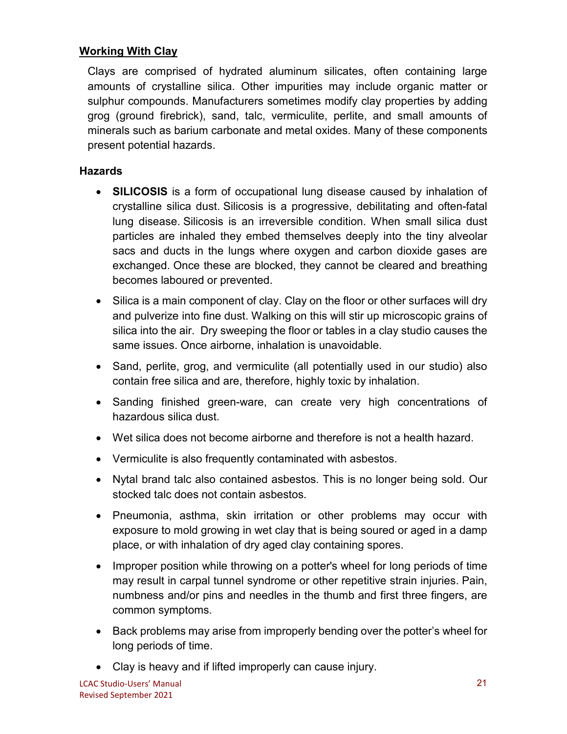## Working With Clay

Clays are comprised of hydrated aluminum silicates, often containing large amounts of crystalline silica. Other impurities may include organic matter or sulphur compounds. Manufacturers sometimes modify clay properties by adding grog (ground firebrick), sand, talc, vermiculite, perlite, and small amounts of minerals such as barium carbonate and metal oxides. Many of these components present potential hazards.

### Hazards

- **SILICOSIS** is a form of occupational lung disease caused by inhalation of crystalline silica dust. Silicosis is a progressive, debilitating and often-fatal lung disease. Silicosis is an irreversible condition. When small silica dust particles are inhaled they embed themselves deeply into the tiny alveolar sacs and ducts in the lungs where oxygen and carbon dioxide gases are exchanged. Once these are blocked, they cannot be cleared and breathing becomes laboured or prevented.
- Silica is a main component of clay. Clay on the floor or other surfaces will dry and pulverize into fine dust. Walking on this will stir up microscopic grains of silica into the air. Dry sweeping the floor or tables in a clay studio causes the same issues. Once airborne, inhalation is unavoidable.
- Sand, perlite, grog, and vermiculite (all potentially used in our studio) also contain free silica and are, therefore, highly toxic by inhalation.
- Sanding finished green-ware, can create very high concentrations of hazardous silica dust.
- Wet silica does not become airborne and therefore is not a health hazard.
- Vermiculite is also frequently contaminated with asbestos.
- Nytal brand talc also contained asbestos. This is no longer being sold. Our stocked talc does not contain asbestos.
- Pneumonia, asthma, skin irritation or other problems may occur with exposure to mold growing in wet clay that is being soured or aged in a damp place, or with inhalation of dry aged clay containing spores.
- Improper position while throwing on a potter's wheel for long periods of time may result in carpal tunnel syndrome or other repetitive strain injuries. Pain, numbness and/or pins and needles in the thumb and first three fingers, are common symptoms.
- Back problems may arise from improperly bending over the potter's wheel for long periods of time.
- Clay is heavy and if lifted improperly can cause injury.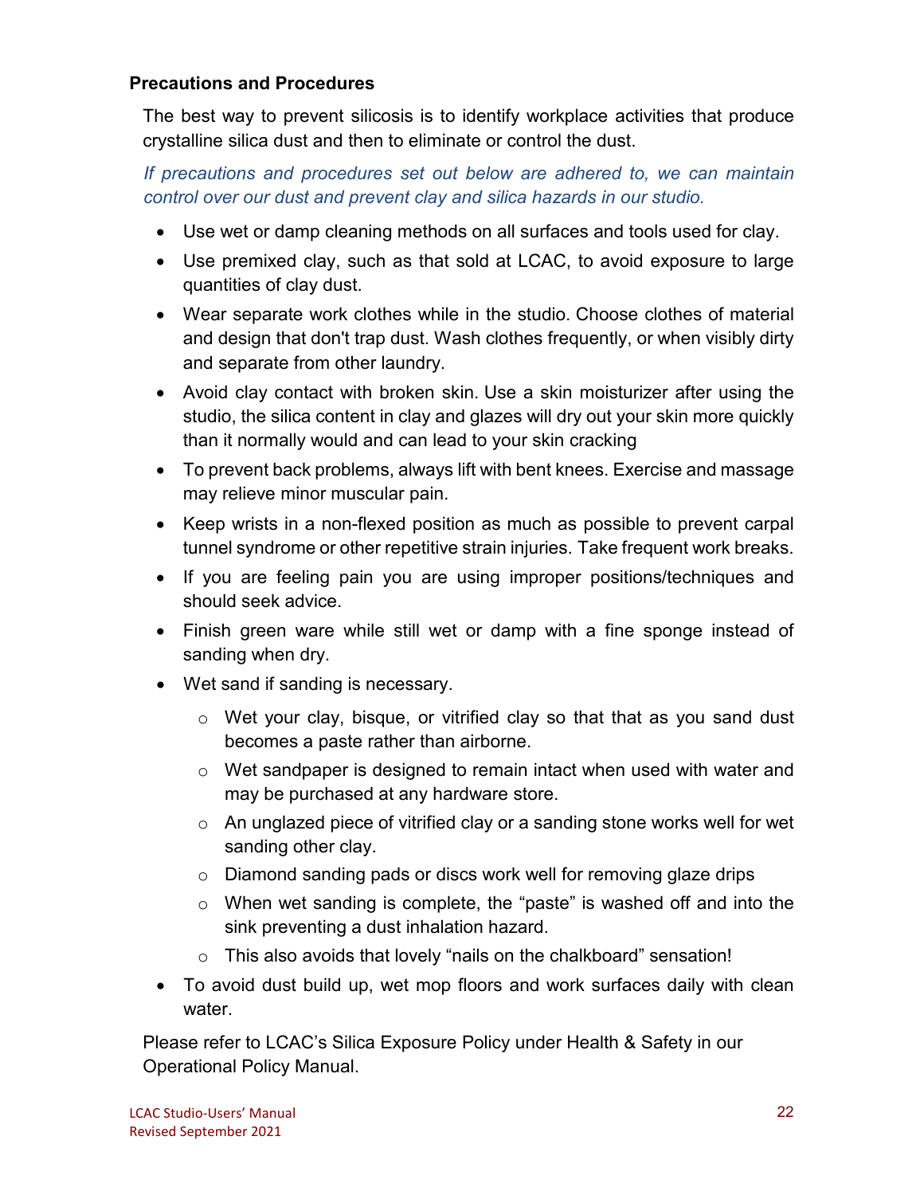### Precations and Procedures

The best way to prevent silicosis is to identify workplace activities that produce crystalline silica dust and then to eliminate or control the dust.

*If precautions and procedures set out below are adhered to, we can maintain control over our dust and prevent clay and silica hazards in our studio.*

- Use wet or damp cleaning methods on all surfaces and tools used for clay.
- Use premixed clay, such as that sold at LCAC, to avoid exposure to large quantities of clay dust.
- Wear separate work clothes while in the studio. Choose clothes of material and design that don't trap dust. Wash clothes frequently, or when visibly dirty and separate from other laundry.
- Avoid clay contact with broken skin. Use a skin moisturizer after using the studio, the silica content in clay and glazes will dry out your skin more quickly than it normally would and can lead to your skin cracking
- To prevent back problems, always lift with bent knees. Exercise and massage may relieve minor muscular pain.
- Keep wrists in a non-flexed position as much as possible to prevent carpal tunnel syndrome or other repetitive strain injuries. Take frequent work breaks.
- If you are feeling pain you are using improper positions/techniques and should seek advice.
- Finish green ware while still wet or damp with a fine sponge instead of sanding when dry.
- Wet sand if sanding is necessary.
    - Wet your clay, bisque, or vitrified clay so that that as you sand dust becomes a paste rather than airborne.
    - Wet sandpaper is designed to remain intact when used with water and may be purchased at any hardware store.
    - An unglazed piece of vitrified clay or a sanding stone works well for wet sanding other clay.
    - Diamond sanding pads or discs work well for removing glaze drips
    - When wet sanding is complete, the "paste" is washed off and into the sink preventing a dust inhalation hazard.
    - This also avoids that lovely "nails on the chalkboard" sensation!
- To avoid dust build up, wet mop floors and work surfaces daily with clean water.

Please refer to LCAC's Silica Exposure Policy under Health & Safety in our Operational Policy Manual.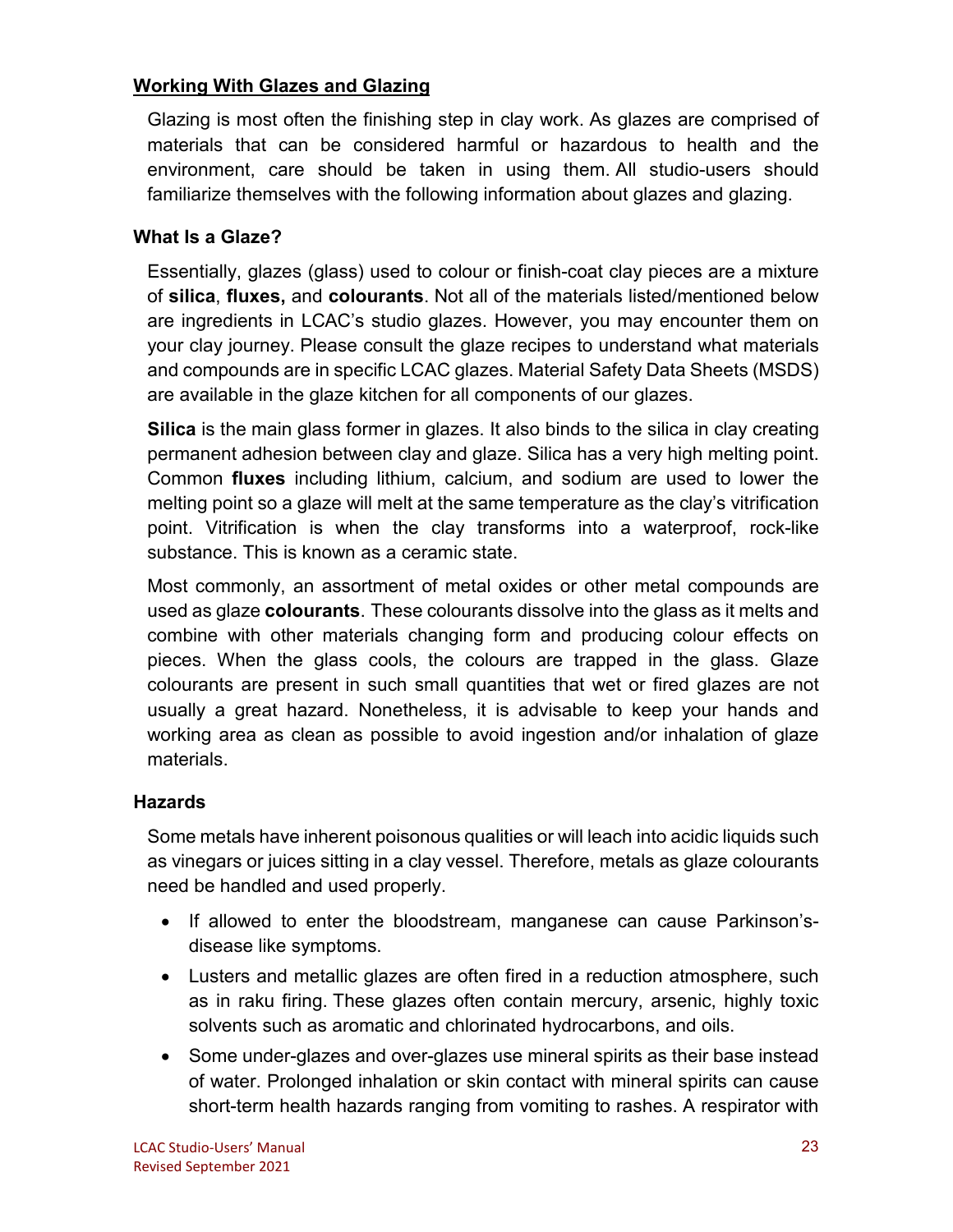## Working With Glazes and Glazing

Glazing is most often the finishing step in clay work. As glazes are comprised of materials that can be considered harmful or hazardous to health and the environment, care should be taken in using them. All studio-users should familiarize themselves with the following information about glazes and glazing.

### What Is a Glaze?

Essentially, glazes (glass) used to colour or finish-coat clay pieces are a mixture of **silica**, **fluxes,** and **colourants**. Not all of the materials listed/mentioned below are ingredients in LCAC's studio glazes. However, you may encounter them on your clay journey. Please consult the glaze recipes to understand what materials and compounds are in specific LCAC glazes. Material Safety Data Sheets (MSDS) are available in the glaze kitchen for all components of our glazes.

**Silica** is the main glass former in glazes. It also binds to the silica in clay creating permanent adhesion between clay and glaze. Silica has a very high melting point. Common **fluxes** including lithium, calcium, and sodium are used to lower the melting point so a glaze will melt at the same temperature as the clay's vitrification point. Vitrification is when the clay transforms into a waterproof, rock-like substance. This is known as a ceramic state.

Most commonly, an assortment of metal oxides or other metal compounds are used as glaze **colourants**. These colourants dissolve into the glass as it melts and combine with other materials changing form and producing colour effects on pieces. When the glass cools, the colours are trapped in the glass. Glaze colourants are present in such small quantities that wet or fired glazes are not usually a great hazard. Nonetheless, it is advisable to keep your hands and working area as clean as possible to avoid ingestion and/or inhalation of glaze materials.

### Hazards

Some metals have inherent poisonous qualities or will leach into acidic liquids such as vinegars or juices sitting in a clay vessel. Therefore, metals as glaze colourants need be handled and used properly.

- If allowed to enter the bloodstream, manganese can cause Parkinson's-disease like symptoms.
- Lusters and metallic glazes are often fired in a reduction atmosphere, such as in raku firing. These glazes often contain mercury, arsenic, highly toxic solvents such as aromatic and chlorinated hydrocarbons, and oils.
- Some under-glazes and over-glazes use mineral spirits as their base instead of water. Prolonged inhalation or skin contact with mineral spirits can cause short-term health hazards ranging from vomiting to rashes. A respirator with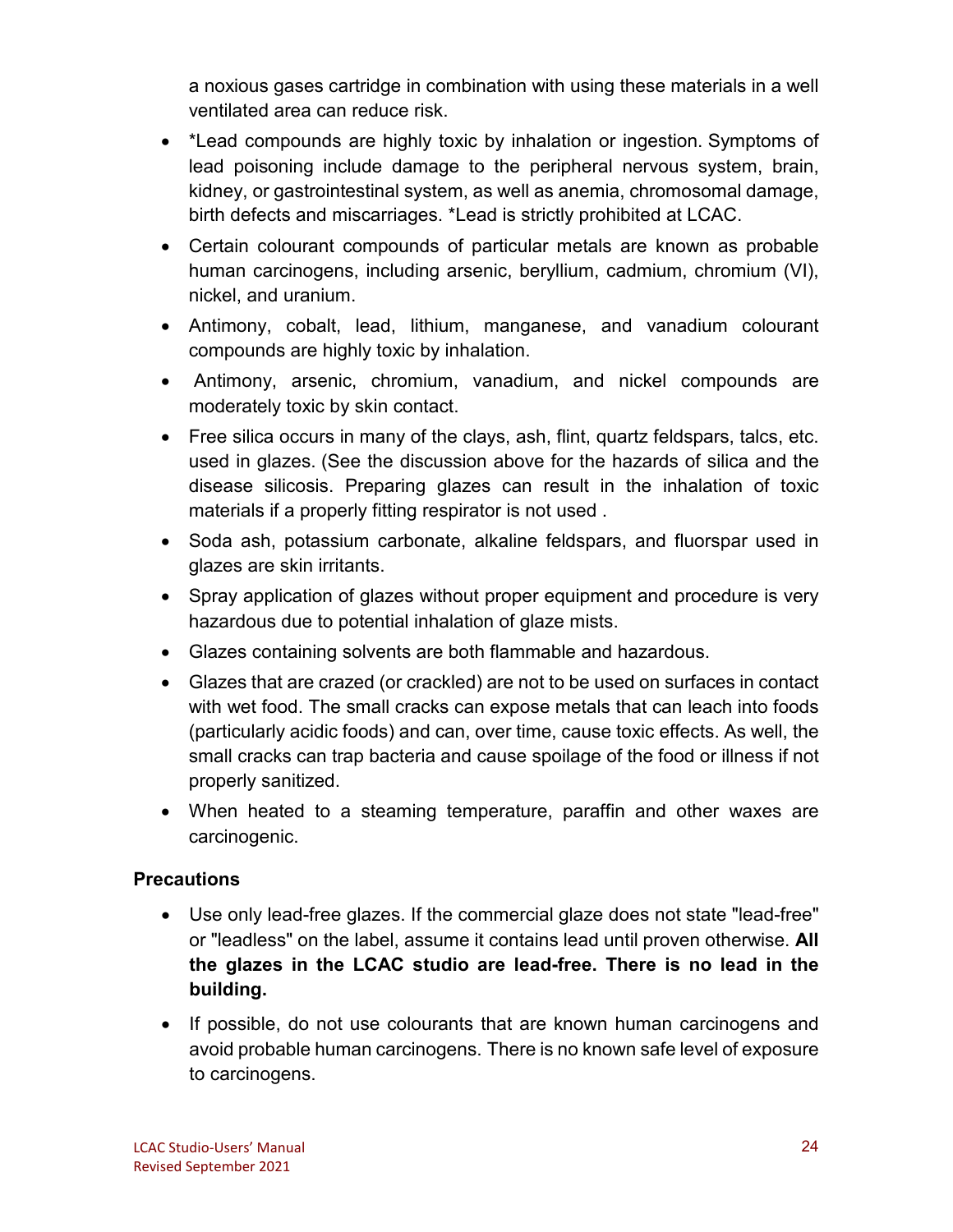a noxious gases cartridge in combination with using these materials in a well ventilated area can reduce risk.

- *Lead compounds are highly toxic by inhalation or ingestion. Symptoms of lead poisoning include damage to the peripheral nervous system, brain, kidney, or gastrointestinal system, as well as anemia, chromosomal damage, birth defects and miscarriages. *Lead is strictly prohibited at LCAC.
- Certain colourant compounds of particular metals are known as probable human carcinogens, including arsenic, beryllium, cadmium, chromium (VI), nickel, and uranium.
- Antimony, cobalt, lead, lithium, manganese, and vanadium colourant compounds are highly toxic by inhalation.
- Antimony, arsenic, chromium, vanadium, and nickel compounds are moderately toxic by skin contact.
- Free silica occurs in many of the clays, ash, flint, quartz feldspars, talcs, etc. used in glazes. (See the discussion above for the hazards of silica and the disease silicosis. Preparing glazes can result in the inhalation of toxic materials if a properly fitting respirator is not used .
- Soda ash, potassium carbonate, alkaline feldspars, and fluorspar used in glazes are skin irritants.
- Spray application of glazes without proper equipment and procedure is very hazardous due to potential inhalation of glaze mists.
- Glazes containing solvents are both flammable and hazardous.
- Glazes that are crazed (or crackled) are not to be used on surfaces in contact with wet food. The small cracks can expose metals that can leach into foods (particularly acidic foods) and can, over time, cause toxic effects. As well, the small cracks can trap bacteria and cause spoilage of the food or illness if not properly sanitized.
- When heated to a steaming temperature, paraffin and other waxes are carcinogenic.

**Precautions**

- Use only lead-free glazes. If the commercial glaze does not state "lead-free" or "leadless" on the label, assume it contains lead until proven otherwise. **All the glazes in the LCAC studio are lead-free. There is no lead in the building.**
- If possible, do not use colourants that are known human carcinogens and avoid probable human carcinogens. There is no known safe level of exposure to carcinogens.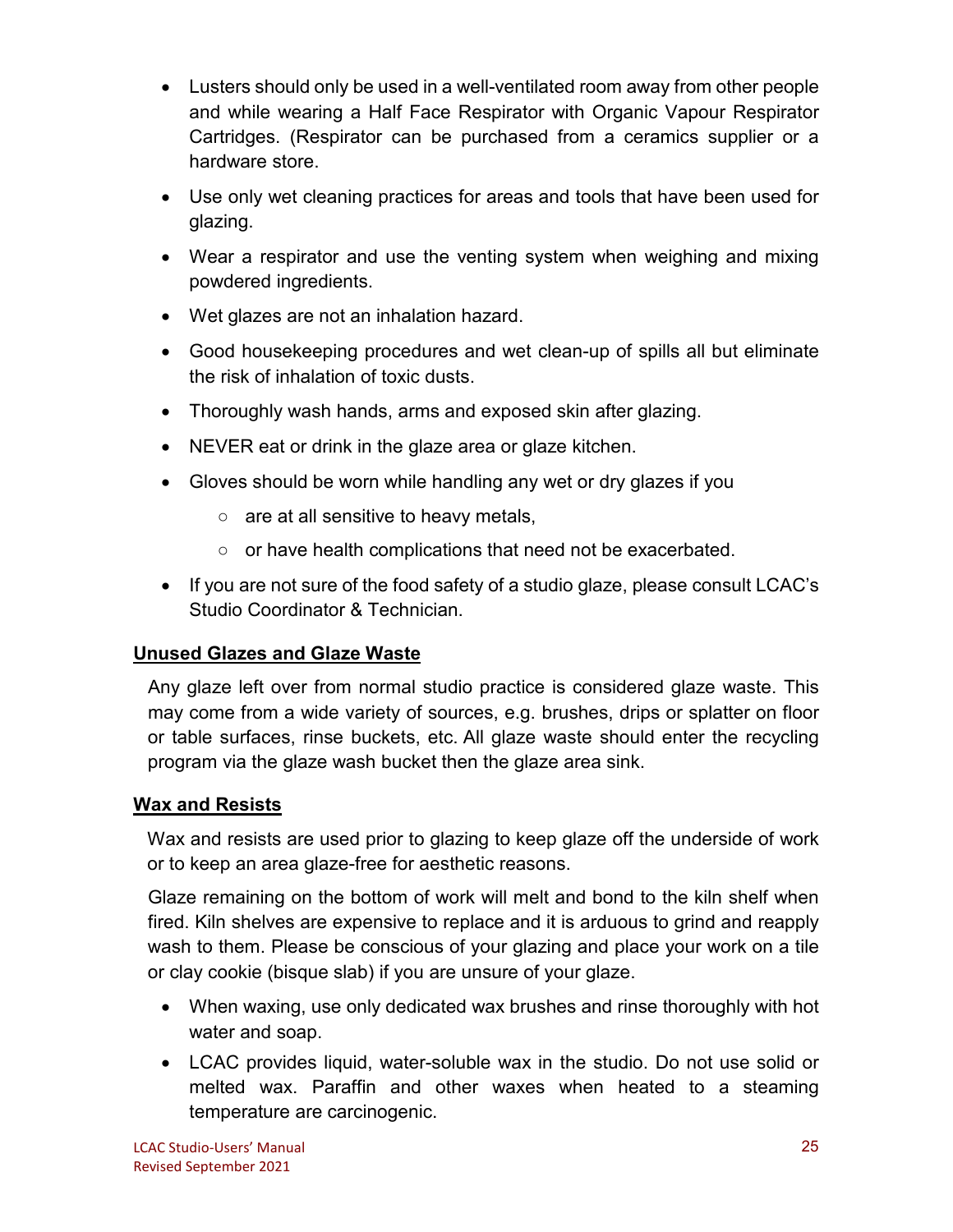- Lusters should only be used in a well-ventilated room away from other people and while wearing a Half Face Respirator with Organic Vapour Respirator Cartridges. (Respirator can be purchased from a ceramics supplier or a hardware store.
- Use only wet cleaning practices for areas and tools that have been used for glazing.
- Wear a respirator and use the venting system when weighing and mixing powdered ingredients.
- Wet glazes are not an inhalation hazard.
- Good housekeeping procedures and wet clean-up of spills all but eliminate the risk of inhalation of toxic dusts.
- Thoroughly wash hands, arms and exposed skin after glazing.
- NEVER eat or drink in the glaze area or glaze kitchen.
- Gloves should be worn while handling any wet or dry glazes if you
  - are at all sensitive to heavy metals,
  - or have health complications that need not be exacerbated.
- If you are not sure of the food safety of a studio glaze, please consult LCAC's Studio Coordinator & Technician.

## Unused Glazes and Glaze Waste

Any glaze left over from normal studio practice is considered glaze waste. This may come from a wide variety of sources, e.g. brushes, drips or splatter on floor or table surfaces, rinse buckets, etc. All glaze waste should enter the recycling program via the glaze wash bucket then the glaze area sink.

## Wax and Resists

Wax and resists are used prior to glazing to keep glaze off the underside of work or to keep an area glaze-free for aesthetic reasons.

Glaze remaining on the bottom of work will melt and bond to the kiln shelf when fired. Kiln shelves are expensive to replace and it is arduous to grind and reapply wash to them. Please be conscious of your glazing and place your work on a tile or clay cookie (bisque slab) if you are unsure of your glaze.

- When waxing, use only dedicated wax brushes and rinse thoroughly with hot water and soap.
- LCAC provides liquid, water-soluble wax in the studio. Do not use solid or melted wax. Paraffin and other waxes when heated to a steaming temperature are carcinogenic.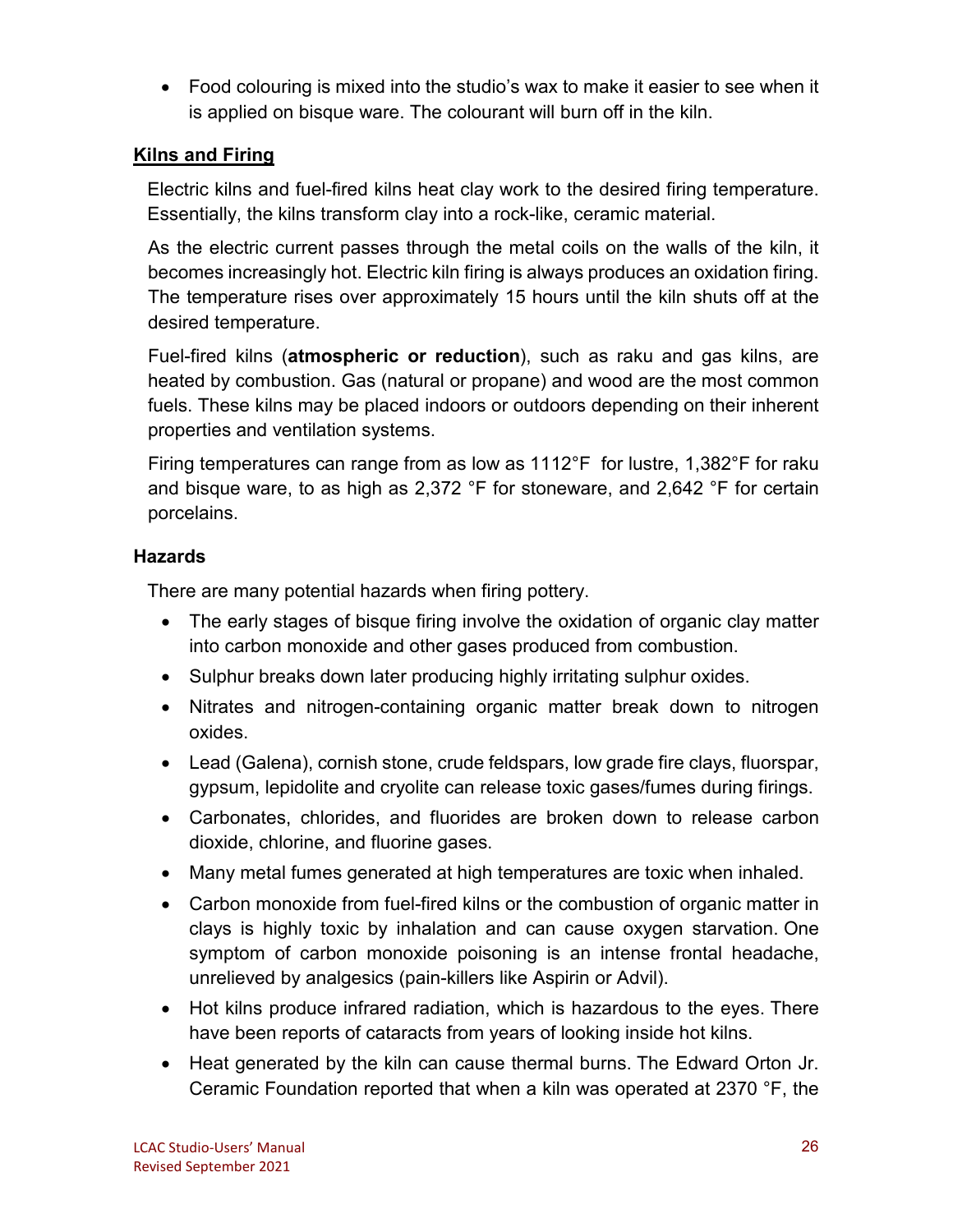- Food colouring is mixed into the studio's wax to make it easier to see when it is applied on bisque ware. The colourant will burn off in the kiln.

## Kilns and Firing

Electric kilns and fuel-fired kilns heat clay work to the desired firing temperature. Essentially, the kilns transform clay into a rock-like, ceramic material.

As the electric current passes through the metal coils on the walls of the kiln, it becomes increasingly hot. Electric kiln firing is always produces an oxidation firing. The temperature rises over approximately 15 hours until the kiln shuts off at the desired temperature.

Fuel-fired kilns (**atmospheric or reduction**), such as raku and gas kilns, are heated by combustion. Gas (natural or propane) and wood are the most common fuels. These kilns may be placed indoors or outdoors depending on their inherent properties and ventilation systems.

Firing temperatures can range from as low as 1112°F for lustre, 1,382°F for raku and bisque ware, to as high as 2,372 °F for stoneware, and 2,642 °F for certain porcelains.

### Hazards

There are many potential hazards when firing pottery.

- The early stages of bisque firing involve the oxidation of organic clay matter into carbon monoxide and other gases produced from combustion.
- Sulphur breaks down later producing highly irritating sulphur oxides.
- Nitrates and nitrogen-containing organic matter break down to nitrogen oxides.
- Lead (Galena), cornish stone, crude feldspars, low grade fire clays, fluorspar, gypsum, lepidolite and cryolite can release toxic gases/fumes during firings.
- Carbonates, chlorides, and fluorides are broken down to release carbon dioxide, chlorine, and fluorine gases.
- Many metal fumes generated at high temperatures are toxic when inhaled.
- Carbon monoxide from fuel-fired kilns or the combustion of organic matter in clays is highly toxic by inhalation and can cause oxygen starvation. One symptom of carbon monoxide poisoning is an intense frontal headache, unrelieved by analgesics (pain-killers like Aspirin or Advil).
- Hot kilns produce infrared radiation, which is hazardous to the eyes. There have been reports of cataracts from years of looking inside hot kilns.
- Heat generated by the kiln can cause thermal burns. The Edward Orton Jr. Ceramic Foundation reported that when a kiln was operated at 2370 °F, the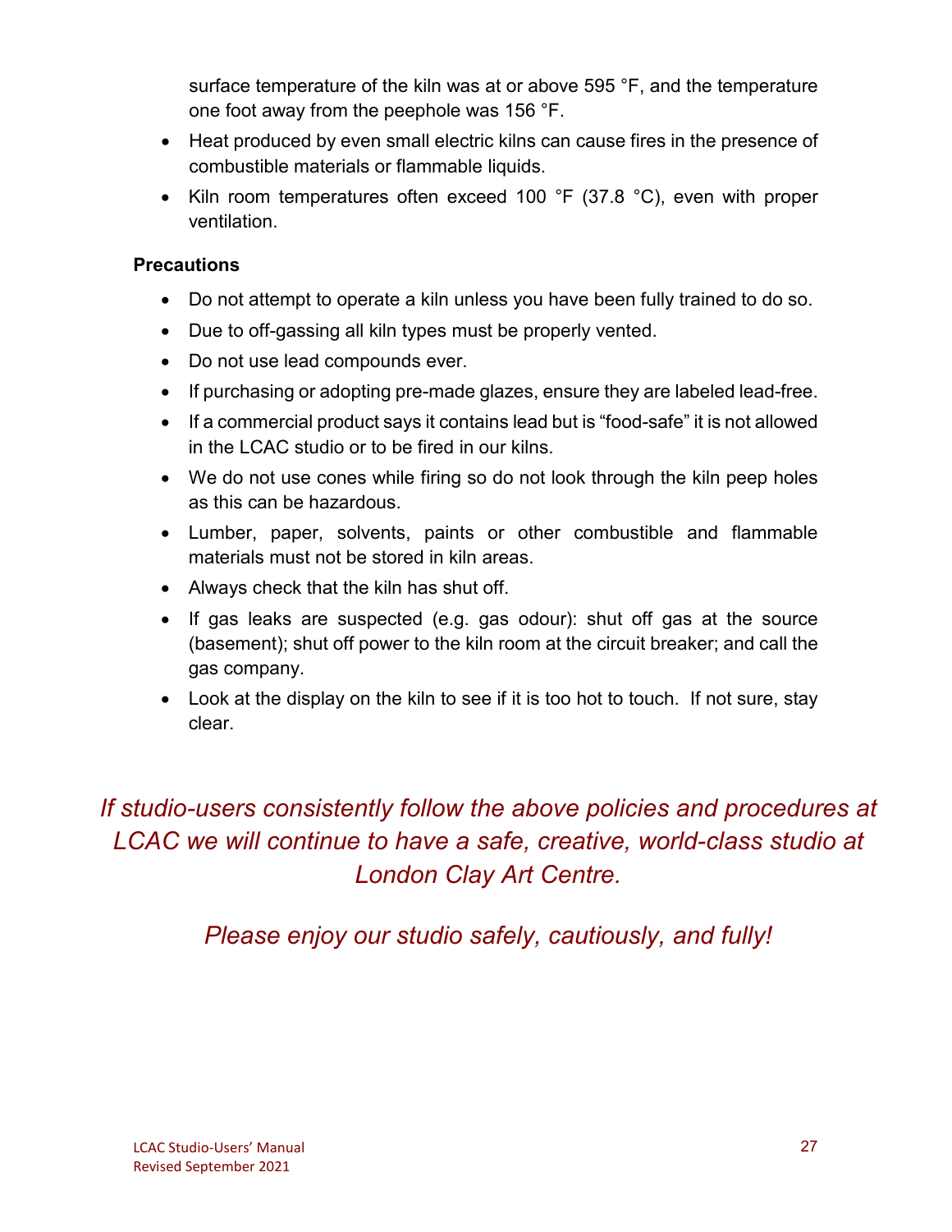surface temperature of the kiln was at or above 595 °F, and the temperature one foot away from the peephole was 156 °F.

- Heat produced by even small electric kilns can cause fires in the presence of combustible materials or flammable liquids.
- Kiln room temperatures often exceed 100 °F (37.8 °C), even with proper ventilation.

**Precautions**

- Do not attempt to operate a kiln unless you have been fully trained to do so.
- Due to off-gassing all kiln types must be properly vented.
- Do not use lead compounds ever.
- If purchasing or adopting pre-made glazes, ensure they are labeled lead-free.
- If a commercial product says it contains lead but is "food-safe" it is not allowed in the LCAC studio or to be fired in our kilns.
- We do not use cones while firing so do not look through the kiln peep holes as this can be hazardous.
- Lumber, paper, solvents, paints or other combustible and flammable materials must not be stored in kiln areas.
- Always check that the kiln has shut off.
- If gas leaks are suspected (e.g. gas odour): shut off gas at the source (basement); shut off power to the kiln room at the circuit breaker; and call the gas company.
- Look at the display on the kiln to see if it is too hot to touch. If not sure, stay clear.

*If studio-users consistently follow the above policies and procedures at LCAC we will continue to have a safe, creative, world-class studio at London Clay Art Centre.*

*Please enjoy our studio safely, cautiously, and fully!*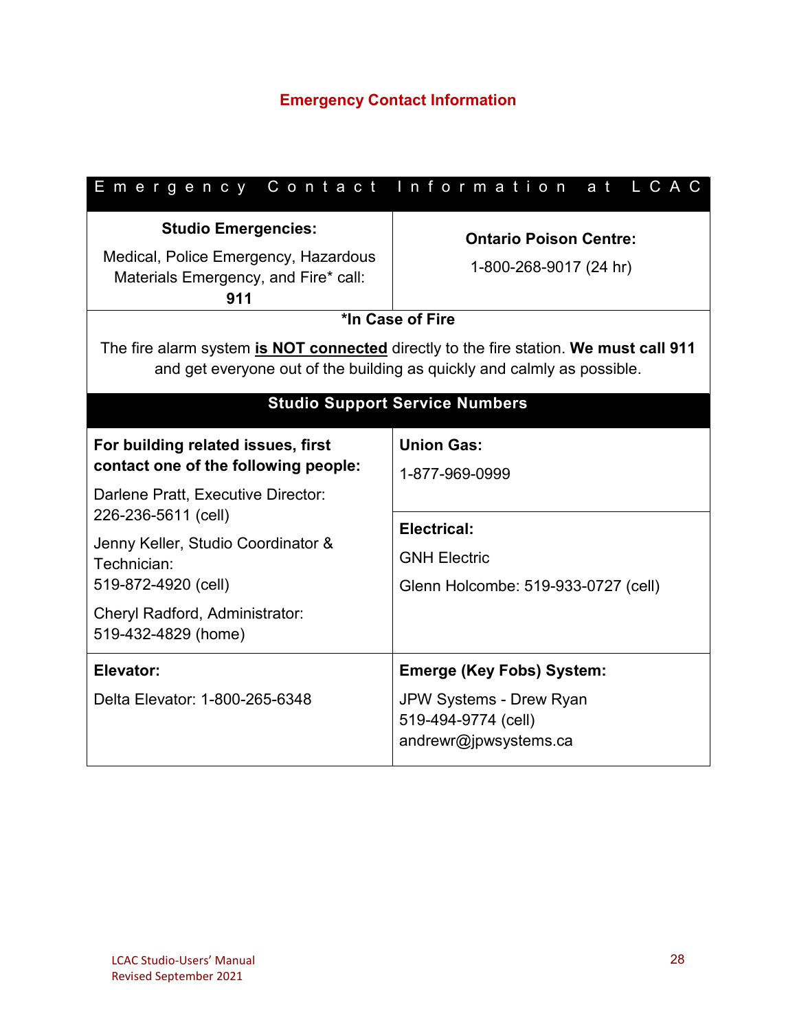## Emergency Contact Information

| Emergency Contact Information at LCAC | |
|---|---|
| **Studio Emergencies:**<br>Medical, Police Emergency, Hazardous Materials Emergency, and Fire* call:<br>**911** | **Ontario Poison Centre:**<br>1-800-268-9017 (24 hr) |
| ***In Case of Fire**<br>The fire alarm system **is NOT connected** directly to the fire station. **We must call 911** and get everyone out of the building as quickly and calmly as possible. | |
| **Studio Support Service Numbers** | |
| **For building related issues, first contact one of the following people:**<br>Darlene Pratt, Executive Director: 226-236-5611 (cell)<br>Jenny Keller, Studio Coordinator & Technician: 519-872-4920 (cell)<br>Cheryl Radford, Administrator: 519-432-4829 (home) | **Union Gas:**<br>1-877-969-0999<br><br>**Electrical:**<br>GNH Electric<br>Glenn Holcombe: 519-933-0727 (cell) |
| **Elevator:**<br>Delta Elevator: 1-800-265-6348 | **Emerge (Key Fobs) System:**<br>JPW Systems - Drew Ryan<br>519-494-9774 (cell)<br>andrewr@jpwsystems.ca |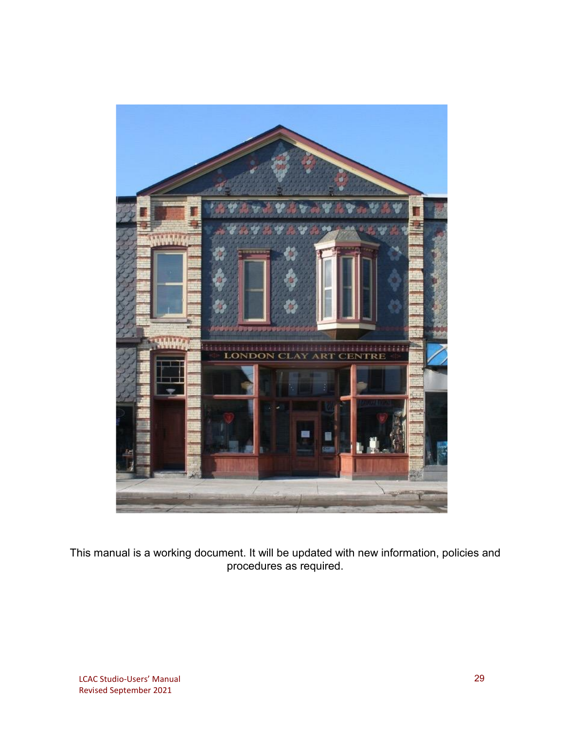This manual is a working document. It will be updated with new information, policies and procedures as required.